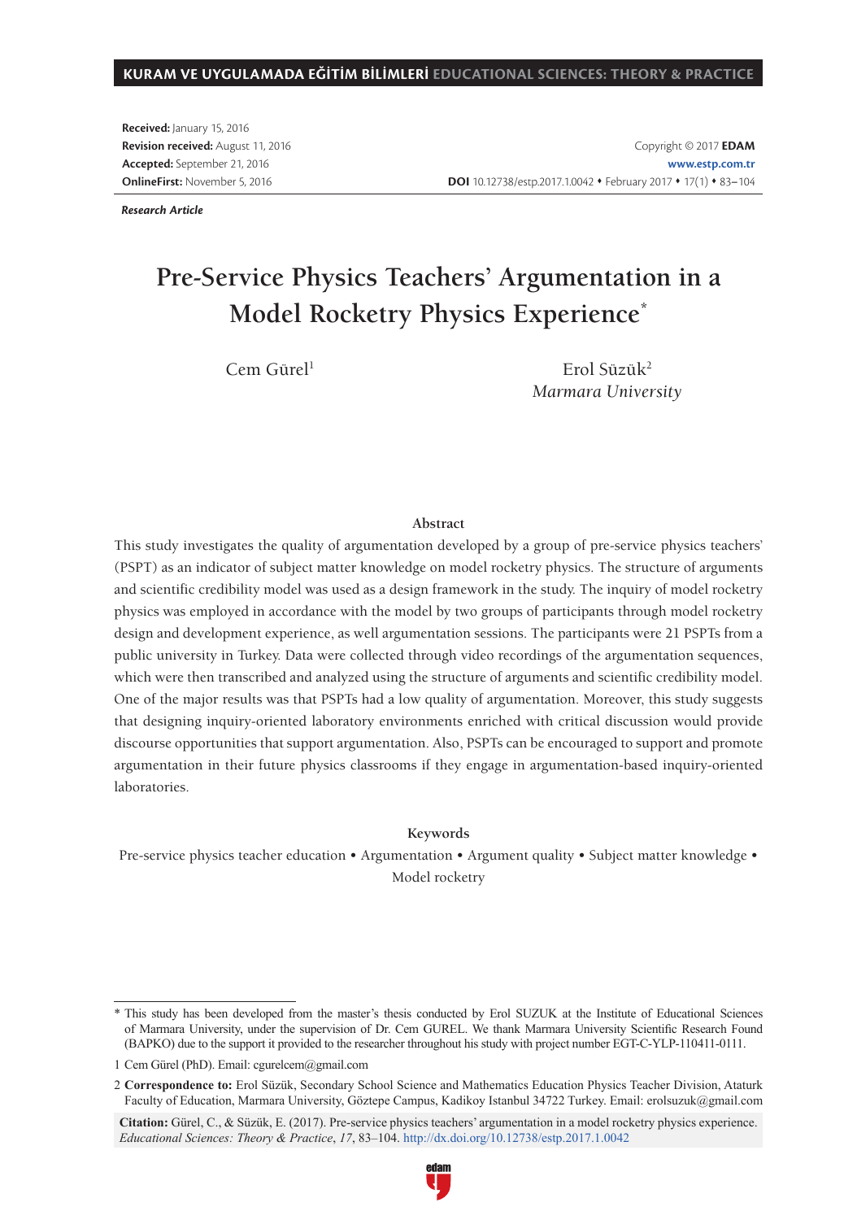**Received:** January 15, 2016
**Revision received:** August 11, 2016
**Accepted:** September 21, 2016
**OnlineFirst:** November 5, 2016

Copyright © 2017 **EDAM**
**www.estp.com.tr**
**DOI** 10.12738/estp.2017.1.0042 ♦ February 2017 ♦ 17(1) ♦ 83–104

***Research Article***

# Pre-Service Physics Teachers' Argumentation in a Model Rocketry Physics Experience*

Cem Gürel[1]

Erol Süzük[2]
*Marmara University*

## Abstract

This study investigates the quality of argumentation developed by a group of pre-service physics teachers' (PSPT) as an indicator of subject matter knowledge on model rocketry physics. The structure of arguments and scientific credibility model was used as a design framework in the study. The inquiry of model rocketry physics was employed in accordance with the model by two groups of participants through model rocketry design and development experience, as well argumentation sessions. The participants were 21 PSPTs from a public university in Turkey. Data were collected through video recordings of the argumentation sequences, which were then transcribed and analyzed using the structure of arguments and scientific credibility model. One of the major results was that PSPTs had a low quality of argumentation. Moreover, this study suggests that designing inquiry-oriented laboratory environments enriched with critical discussion would provide discourse opportunities that support argumentation. Also, PSPTs can be encouraged to support and promote argumentation in their future physics classrooms if they engage in argumentation-based inquiry-oriented laboratories.

## Keywords

Pre-service physics teacher education • Argumentation • Argument quality • Subject matter knowledge • Model rocketry

---

\* This study has been developed from the master's thesis conducted by Erol SUZUK at the Institute of Educational Sciences of Marmara University, under the supervision of Dr. Cem GUREL. We thank Marmara University Scientific Research Found (BAPKO) due to the support it provided to the researcher throughout his study with project number EGT-C-YLP-110411-0111.

1 Cem Gürel (PhD). Email: cgurelcem@gmail.com

2 **Correspondence to:** Erol Süzük, Secondary School Science and Mathematics Education Physics Teacher Division, Ataturk Faculty of Education, Marmara University, Göztepe Campus, Kadikoy Istanbul 34722 Turkey. Email: erolsuzuk@gmail.com

**Citation:** Gürel, C., & Süzük, E. (2017). Pre-service physics teachers' argumentation in a model rocketry physics experience. *Educational Sciences: Theory & Practice*, *17*, 83–104. http://dx.doi.org/10.12738/estp.2017.1.0042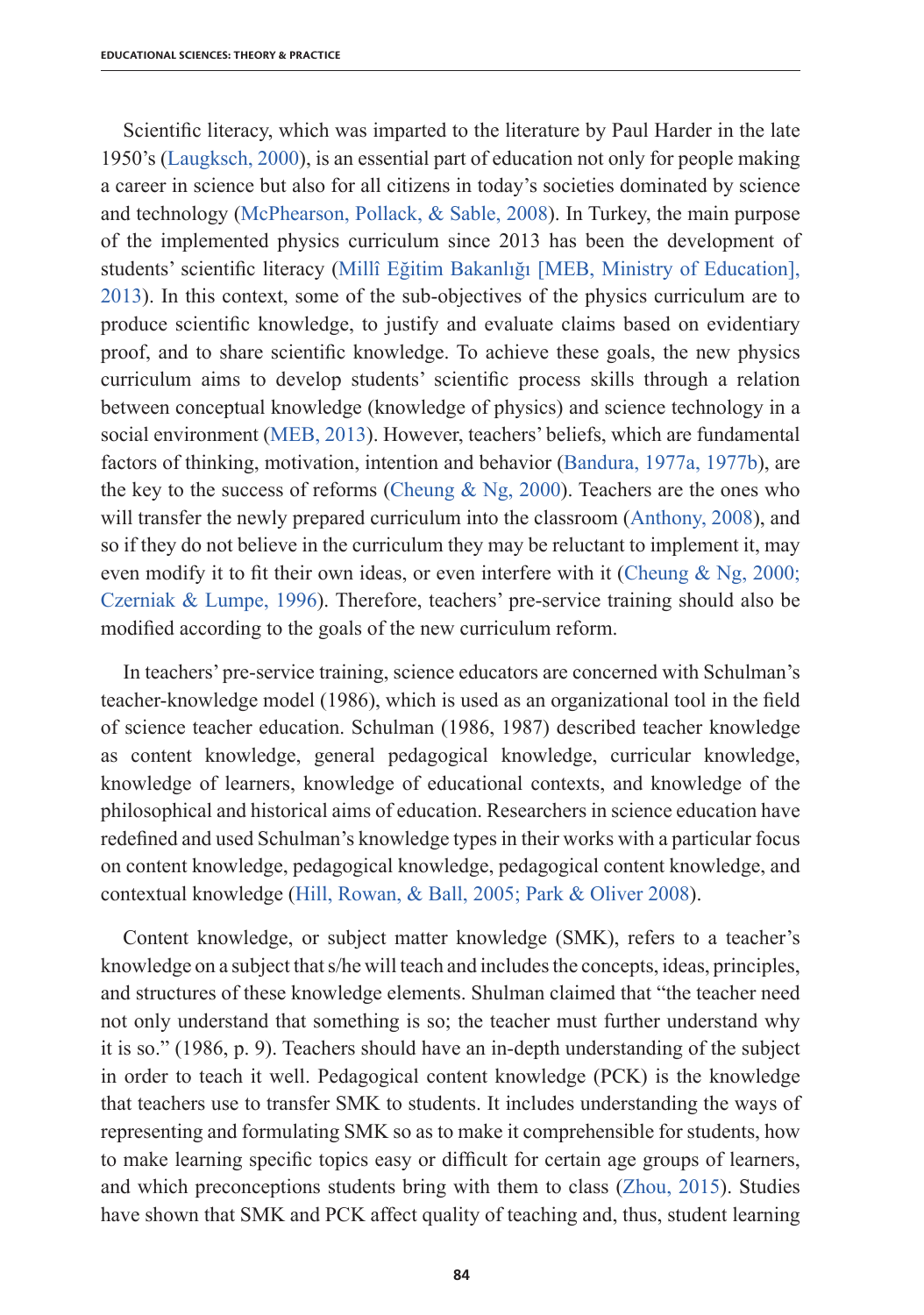Scientific literacy, which was imparted to the literature by Paul Harder in the late 1950's (Laugksch, 2000), is an essential part of education not only for people making a career in science but also for all citizens in today's societies dominated by science and technology (McPhearson, Pollack, & Sable, 2008). In Turkey, the main purpose of the implemented physics curriculum since 2013 has been the development of students' scientific literacy (Millî Eğitim Bakanlığı [MEB, Ministry of Education], 2013). In this context, some of the sub-objectives of the physics curriculum are to produce scientific knowledge, to justify and evaluate claims based on evidentiary proof, and to share scientific knowledge. To achieve these goals, the new physics curriculum aims to develop students' scientific process skills through a relation between conceptual knowledge (knowledge of physics) and science technology in a social environment (MEB, 2013). However, teachers' beliefs, which are fundamental factors of thinking, motivation, intention and behavior (Bandura, 1977a, 1977b), are the key to the success of reforms (Cheung & Ng, 2000). Teachers are the ones who will transfer the newly prepared curriculum into the classroom (Anthony, 2008), and so if they do not believe in the curriculum they may be reluctant to implement it, may even modify it to fit their own ideas, or even interfere with it (Cheung & Ng, 2000; Czerniak & Lumpe, 1996). Therefore, teachers' pre-service training should also be modified according to the goals of the new curriculum reform.

In teachers' pre-service training, science educators are concerned with Schulman's teacher-knowledge model (1986), which is used as an organizational tool in the field of science teacher education. Schulman (1986, 1987) described teacher knowledge as content knowledge, general pedagogical knowledge, curricular knowledge, knowledge of learners, knowledge of educational contexts, and knowledge of the philosophical and historical aims of education. Researchers in science education have redefined and used Schulman's knowledge types in their works with a particular focus on content knowledge, pedagogical knowledge, pedagogical content knowledge, and contextual knowledge (Hill, Rowan, & Ball, 2005; Park & Oliver 2008).

Content knowledge, or subject matter knowledge (SMK), refers to a teacher's knowledge on a subject that s/he will teach and includes the concepts, ideas, principles, and structures of these knowledge elements. Shulman claimed that "the teacher need not only understand that something is so; the teacher must further understand why it is so." (1986, p. 9). Teachers should have an in-depth understanding of the subject in order to teach it well. Pedagogical content knowledge (PCK) is the knowledge that teachers use to transfer SMK to students. It includes understanding the ways of representing and formulating SMK so as to make it comprehensible for students, how to make learning specific topics easy or difficult for certain age groups of learners, and which preconceptions students bring with them to class (Zhou, 2015). Studies have shown that SMK and PCK affect quality of teaching and, thus, student learning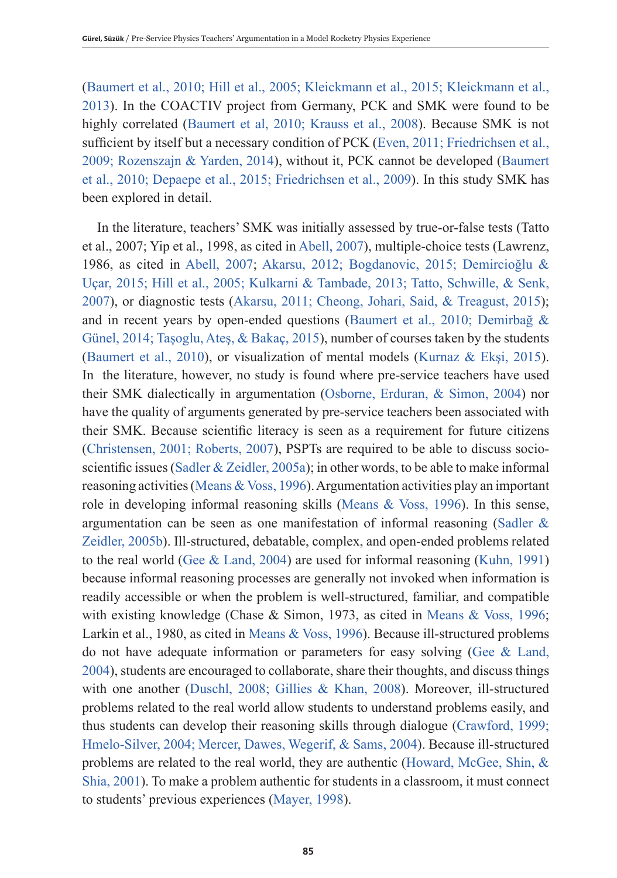(Baumert et al., 2010; Hill et al., 2005; Kleickmann et al., 2015; Kleickmann et al., 2013). In the COACTIV project from Germany, PCK and SMK were found to be highly correlated (Baumert et al, 2010; Krauss et al., 2008). Because SMK is not sufficient by itself but a necessary condition of PCK (Even, 2011; Friedrichsen et al., 2009; Rozenszajn & Yarden, 2014), without it, PCK cannot be developed (Baumert et al., 2010; Depaepe et al., 2015; Friedrichsen et al., 2009). In this study SMK has been explored in detail.

In the literature, teachers' SMK was initially assessed by true-or-false tests (Tatto et al., 2007; Yip et al., 1998, as cited in Abell, 2007), multiple-choice tests (Lawrenz, 1986, as cited in Abell, 2007; Akarsu, 2012; Bogdanovic, 2015; Demircioğlu & Uçar, 2015; Hill et al., 2005; Kulkarni & Tambade, 2013; Tatto, Schwille, & Senk, 2007), or diagnostic tests (Akarsu, 2011; Cheong, Johari, Said, & Treagust, 2015); and in recent years by open-ended questions (Baumert et al., 2010; Demirbağ & Günel, 2014; Taşoglu, Ateş, & Bakaç, 2015), number of courses taken by the students (Baumert et al., 2010), or visualization of mental models (Kurnaz & Ekşi, 2015). In the literature, however, no study is found where pre-service teachers have used their SMK dialectically in argumentation (Osborne, Erduran, & Simon, 2004) nor have the quality of arguments generated by pre-service teachers been associated with their SMK. Because scientific literacy is seen as a requirement for future citizens (Christensen, 2001; Roberts, 2007), PSPTs are required to be able to discuss socio-scientific issues (Sadler & Zeidler, 2005a); in other words, to be able to make informal reasoning activities (Means & Voss, 1996). Argumentation activities play an important role in developing informal reasoning skills (Means & Voss, 1996). In this sense, argumentation can be seen as one manifestation of informal reasoning (Sadler & Zeidler, 2005b). Ill-structured, debatable, complex, and open-ended problems related to the real world (Gee & Land, 2004) are used for informal reasoning (Kuhn, 1991) because informal reasoning processes are generally not invoked when information is readily accessible or when the problem is well-structured, familiar, and compatible with existing knowledge (Chase & Simon, 1973, as cited in Means & Voss, 1996; Larkin et al., 1980, as cited in Means & Voss, 1996). Because ill-structured problems do not have adequate information or parameters for easy solving (Gee & Land, 2004), students are encouraged to collaborate, share their thoughts, and discuss things with one another (Duschl, 2008; Gillies & Khan, 2008). Moreover, ill-structured problems related to the real world allow students to understand problems easily, and thus students can develop their reasoning skills through dialogue (Crawford, 1999; Hmelo-Silver, 2004; Mercer, Dawes, Wegerif, & Sams, 2004). Because ill-structured problems are related to the real world, they are authentic (Howard, McGee, Shin, & Shia, 2001). To make a problem authentic for students in a classroom, it must connect to students' previous experiences (Mayer, 1998).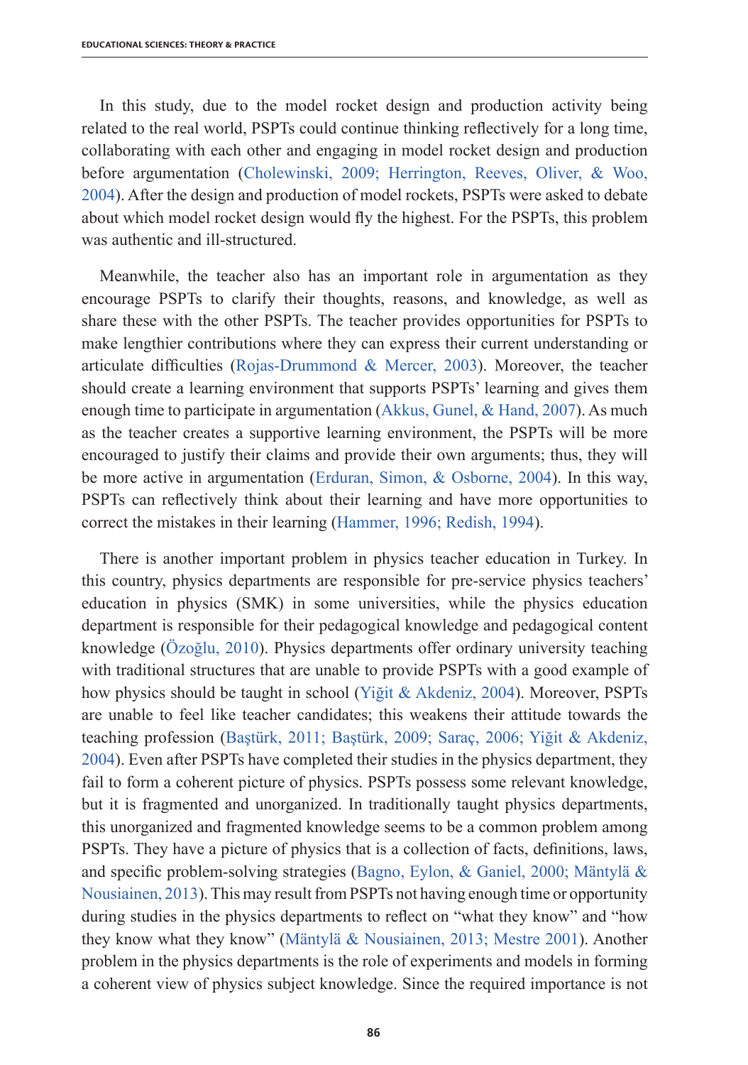In this study, due to the model rocket design and production activity being related to the real world, PSPTs could continue thinking reflectively for a long time, collaborating with each other and engaging in model rocket design and production before argumentation (Cholewinski, 2009; Herrington, Reeves, Oliver, & Woo, 2004). After the design and production of model rockets, PSPTs were asked to debate about which model rocket design would fly the highest. For the PSPTs, this problem was authentic and ill-structured.

Meanwhile, the teacher also has an important role in argumentation as they encourage PSPTs to clarify their thoughts, reasons, and knowledge, as well as share these with the other PSPTs. The teacher provides opportunities for PSPTs to make lengthier contributions where they can express their current understanding or articulate difficulties (Rojas-Drummond & Mercer, 2003). Moreover, the teacher should create a learning environment that supports PSPTs' learning and gives them enough time to participate in argumentation (Akkus, Gunel, & Hand, 2007). As much as the teacher creates a supportive learning environment, the PSPTs will be more encouraged to justify their claims and provide their own arguments; thus, they will be more active in argumentation (Erduran, Simon, & Osborne, 2004). In this way, PSPTs can reflectively think about their learning and have more opportunities to correct the mistakes in their learning (Hammer, 1996; Redish, 1994).

There is another important problem in physics teacher education in Turkey. In this country, physics departments are responsible for pre-service physics teachers' education in physics (SMK) in some universities, while the physics education department is responsible for their pedagogical knowledge and pedagogical content knowledge (Özoğlu, 2010). Physics departments offer ordinary university teaching with traditional structures that are unable to provide PSPTs with a good example of how physics should be taught in school (Yiğit & Akdeniz, 2004). Moreover, PSPTs are unable to feel like teacher candidates; this weakens their attitude towards the teaching profession (Baştürk, 2011; Baştürk, 2009; Saraç, 2006; Yiğit & Akdeniz, 2004). Even after PSPTs have completed their studies in the physics department, they fail to form a coherent picture of physics. PSPTs possess some relevant knowledge, but it is fragmented and unorganized. In traditionally taught physics departments, this unorganized and fragmented knowledge seems to be a common problem among PSPTs. They have a picture of physics that is a collection of facts, definitions, laws, and specific problem-solving strategies (Bagno, Eylon, & Ganiel, 2000; Mäntylä & Nousiainen, 2013). This may result from PSPTs not having enough time or opportunity during studies in the physics departments to reflect on "what they know" and "how they know what they know" (Mäntylä & Nousiainen, 2013; Mestre 2001). Another problem in the physics departments is the role of experiments and models in forming a coherent view of physics subject knowledge. Since the required importance is not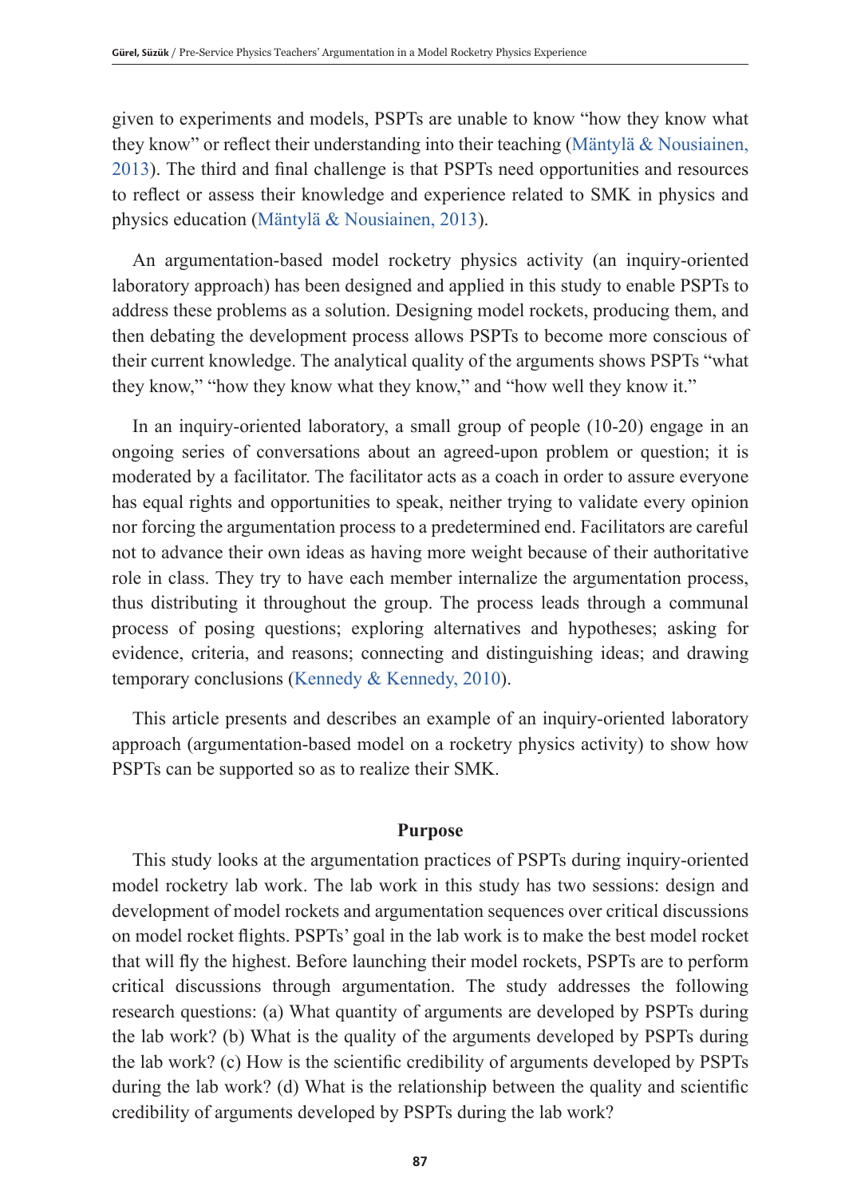given to experiments and models, PSPTs are unable to know "how they know what they know" or reflect their understanding into their teaching (Mäntylä & Nousiainen, 2013). The third and final challenge is that PSPTs need opportunities and resources to reflect or assess their knowledge and experience related to SMK in physics and physics education (Mäntylä & Nousiainen, 2013).

An argumentation-based model rocketry physics activity (an inquiry-oriented laboratory approach) has been designed and applied in this study to enable PSPTs to address these problems as a solution. Designing model rockets, producing them, and then debating the development process allows PSPTs to become more conscious of their current knowledge. The analytical quality of the arguments shows PSPTs "what they know," "how they know what they know," and "how well they know it."

In an inquiry-oriented laboratory, a small group of people (10-20) engage in an ongoing series of conversations about an agreed-upon problem or question; it is moderated by a facilitator. The facilitator acts as a coach in order to assure everyone has equal rights and opportunities to speak, neither trying to validate every opinion nor forcing the argumentation process to a predetermined end. Facilitators are careful not to advance their own ideas as having more weight because of their authoritative role in class. They try to have each member internalize the argumentation process, thus distributing it throughout the group. The process leads through a communal process of posing questions; exploring alternatives and hypotheses; asking for evidence, criteria, and reasons; connecting and distinguishing ideas; and drawing temporary conclusions (Kennedy & Kennedy, 2010).

This article presents and describes an example of an inquiry-oriented laboratory approach (argumentation-based model on a rocketry physics activity) to show how PSPTs can be supported so as to realize their SMK.

## Purpose

This study looks at the argumentation practices of PSPTs during inquiry-oriented model rocketry lab work. The lab work in this study has two sessions: design and development of model rockets and argumentation sequences over critical discussions on model rocket flights. PSPTs' goal in the lab work is to make the best model rocket that will fly the highest. Before launching their model rockets, PSPTs are to perform critical discussions through argumentation. The study addresses the following research questions: (a) What quantity of arguments are developed by PSPTs during the lab work? (b) What is the quality of the arguments developed by PSPTs during the lab work? (c) How is the scientific credibility of arguments developed by PSPTs during the lab work? (d) What is the relationship between the quality and scientific credibility of arguments developed by PSPTs during the lab work?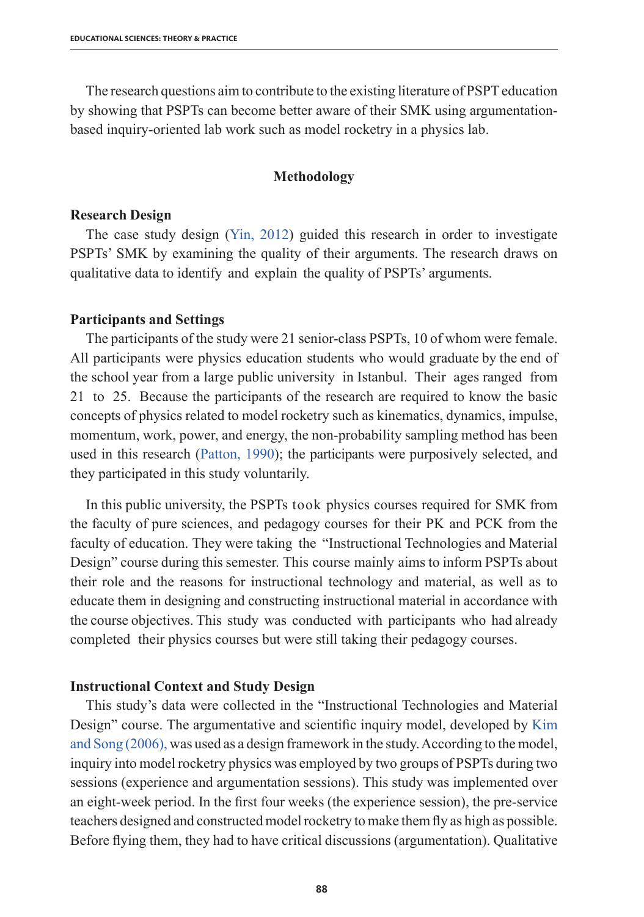The research questions aim to contribute to the existing literature of PSPT education by showing that PSPTs can become better aware of their SMK using argumentation-based inquiry-oriented lab work such as model rocketry in a physics lab.

## Methodology

### Research Design

The case study design (Yin, 2012) guided this research in order to investigate PSPTs' SMK by examining the quality of their arguments. The research draws on qualitative data to identify and explain the quality of PSPTs' arguments.

### Participants and Settings

The participants of the study were 21 senior-class PSPTs, 10 of whom were female. All participants were physics education students who would graduate by the end of the school year from a large public university in Istanbul. Their ages ranged from 21 to 25. Because the participants of the research are required to know the basic concepts of physics related to model rocketry such as kinematics, dynamics, impulse, momentum, work, power, and energy, the non-probability sampling method has been used in this research (Patton, 1990); the participants were purposively selected, and they participated in this study voluntarily.

In this public university, the PSPTs took physics courses required for SMK from the faculty of pure sciences, and pedagogy courses for their PK and PCK from the faculty of education. They were taking the "Instructional Technologies and Material Design" course during this semester. This course mainly aims to inform PSPTs about their role and the reasons for instructional technology and material, as well as to educate them in designing and constructing instructional material in accordance with the course objectives. This study was conducted with participants who had already completed their physics courses but were still taking their pedagogy courses.

### Instructional Context and Study Design

This study's data were collected in the "Instructional Technologies and Material Design" course. The argumentative and scientific inquiry model, developed by Kim and Song (2006), was used as a design framework in the study. According to the model, inquiry into model rocketry physics was employed by two groups of PSPTs during two sessions (experience and argumentation sessions). This study was implemented over an eight-week period. In the first four weeks (the experience session), the pre-service teachers designed and constructed model rocketry to make them fly as high as possible. Before flying them, they had to have critical discussions (argumentation). Qualitative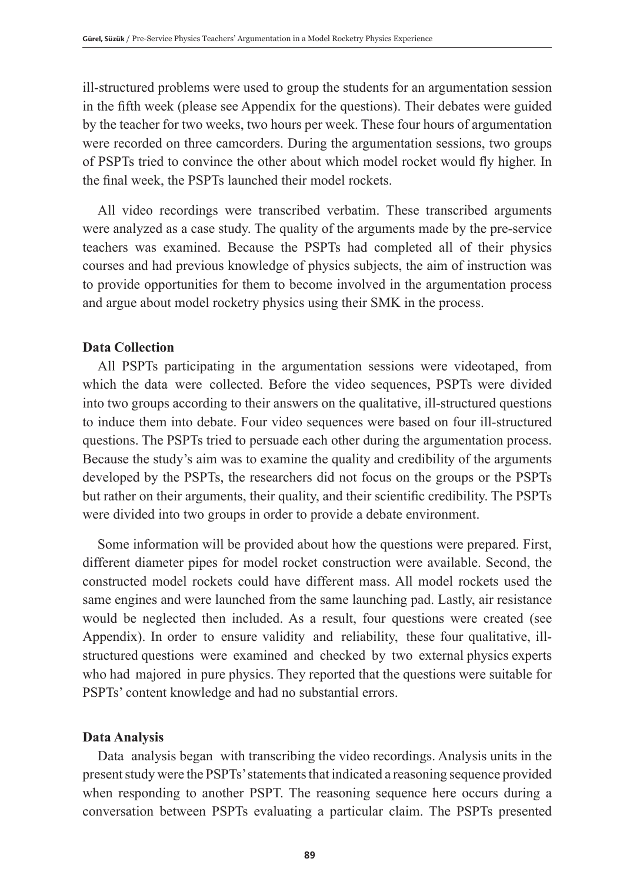ill-structured problems were used to group the students for an argumentation session in the fifth week (please see Appendix for the questions). Their debates were guided by the teacher for two weeks, two hours per week. These four hours of argumentation were recorded on three camcorders. During the argumentation sessions, two groups of PSPTs tried to convince the other about which model rocket would fly higher. In the final week, the PSPTs launched their model rockets.

All video recordings were transcribed verbatim. These transcribed arguments were analyzed as a case study. The quality of the arguments made by the pre-service teachers was examined. Because the PSPTs had completed all of their physics courses and had previous knowledge of physics subjects, the aim of instruction was to provide opportunities for them to become involved in the argumentation process and argue about model rocketry physics using their SMK in the process.

### Data Collection

All PSPTs participating in the argumentation sessions were videotaped, from which the data were collected. Before the video sequences, PSPTs were divided into two groups according to their answers on the qualitative, ill-structured questions to induce them into debate. Four video sequences were based on four ill-structured questions. The PSPTs tried to persuade each other during the argumentation process. Because the study's aim was to examine the quality and credibility of the arguments developed by the PSPTs, the researchers did not focus on the groups or the PSPTs but rather on their arguments, their quality, and their scientific credibility. The PSPTs were divided into two groups in order to provide a debate environment.

Some information will be provided about how the questions were prepared. First, different diameter pipes for model rocket construction were available. Second, the constructed model rockets could have different mass. All model rockets used the same engines and were launched from the same launching pad. Lastly, air resistance would be neglected then included. As a result, four questions were created (see Appendix). In order to ensure validity and reliability, these four qualitative, ill-structured questions were examined and checked by two external physics experts who had majored in pure physics. They reported that the questions were suitable for PSPTs' content knowledge and had no substantial errors.

### Data Analysis

Data analysis began with transcribing the video recordings. Analysis units in the present study were the PSPTs' statements that indicated a reasoning sequence provided when responding to another PSPT. The reasoning sequence here occurs during a conversation between PSPTs evaluating a particular claim. The PSPTs presented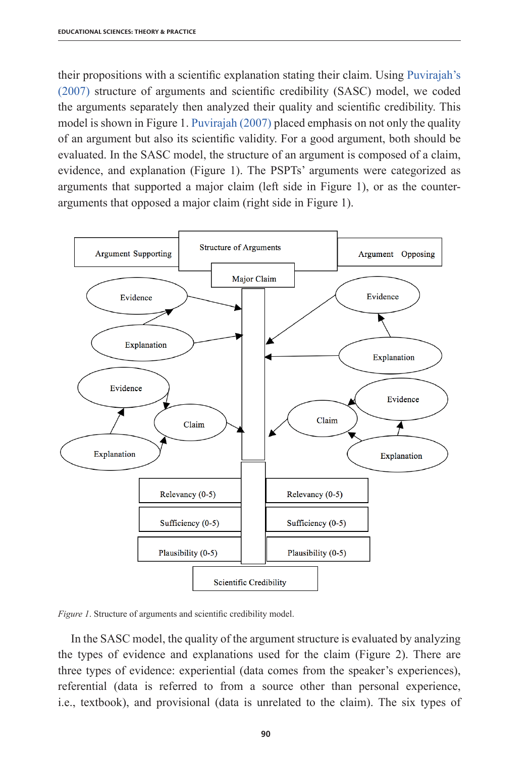their propositions with a scientific explanation stating their claim. Using Puvirajah's (2007) structure of arguments and scientific credibility (SASC) model, we coded the arguments separately then analyzed their quality and scientific credibility. This model is shown in Figure 1. Puvirajah (2007) placed emphasis on not only the quality of an argument but also its scientific validity. For a good argument, both should be evaluated. In the SASC model, the structure of an argument is composed of a claim, evidence, and explanation (Figure 1). The PSPTs' arguments were categorized as arguments that supported a major claim (left side in Figure 1), or as the counter-arguments that opposed a major claim (right side in Figure 1).

*Figure 1*. Structure of arguments and scientific credibility model.

In the SASC model, the quality of the argument structure is evaluated by analyzing the types of evidence and explanations used for the claim (Figure 2). There are three types of evidence: experiential (data comes from the speaker's experiences), referential (data is referred to from a source other than personal experience, i.e., textbook), and provisional (data is unrelated to the claim). The six types of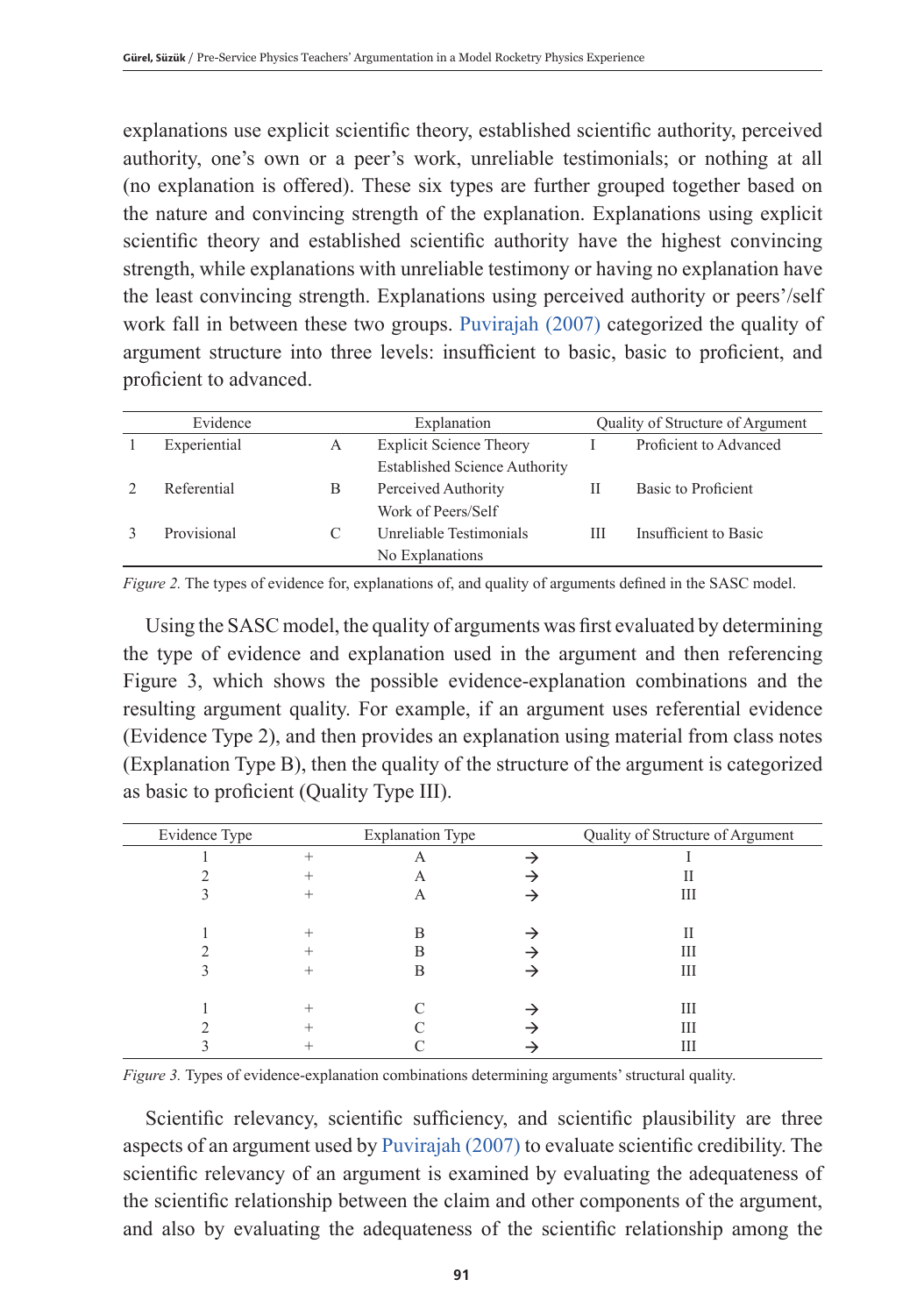explanations use explicit scientific theory, established scientific authority, perceived authority, one's own or a peer's work, unreliable testimonials; or nothing at all (no explanation is offered). These six types are further grouped together based on the nature and convincing strength of the explanation. Explanations using explicit scientific theory and established scientific authority have the highest convincing strength, while explanations with unreliable testimony or having no explanation have the least convincing strength. Explanations using perceived authority or peers'/self work fall in between these two groups. Puvirajah (2007) categorized the quality of argument structure into three levels: insufficient to basic, basic to proficient, and proficient to advanced.

| | Evidence | | Explanation | | Quality of Structure of Argument |
|---|---|---|---|---|---|
| 1 | Experiential | A | Explicit Science Theory<br>Established Science Authority | I | Proficient to Advanced |
| 2 | Referential | B | Perceived Authority<br>Work of Peers/Self | II | Basic to Proficient |
| 3 | Provisional | C | Unreliable Testimonials<br>No Explanations | III | Insufficient to Basic |

*Figure 2.* The types of evidence for, explanations of, and quality of arguments defined in the SASC model.

Using the SASC model, the quality of arguments was first evaluated by determining the type of evidence and explanation used in the argument and then referencing Figure 3, which shows the possible evidence-explanation combinations and the resulting argument quality. For example, if an argument uses referential evidence (Evidence Type 2), and then provides an explanation using material from class notes (Explanation Type B), then the quality of the structure of the argument is categorized as basic to proficient (Quality Type III).

| Evidence Type | | Explanation Type | | Quality of Structure of Argument |
|---|---|---|---|---|
| 1 | + | A | → | I |
| 2 | + | A | → | II |
| 3 | + | A | → | III |
| | | | | |
| 1 | + | B | → | II |
| 2 | + | B | → | III |
| 3 | + | B | → | III |
| | | | | |
| 1 | + | C | → | III |
| 2 | + | C | → | III |
| 3 | + | C | → | III |

*Figure 3.* Types of evidence-explanation combinations determining arguments' structural quality.

Scientific relevancy, scientific sufficiency, and scientific plausibility are three aspects of an argument used by Puvirajah (2007) to evaluate scientific credibility. The scientific relevancy of an argument is examined by evaluating the adequateness of the scientific relationship between the claim and other components of the argument, and also by evaluating the adequateness of the scientific relationship among the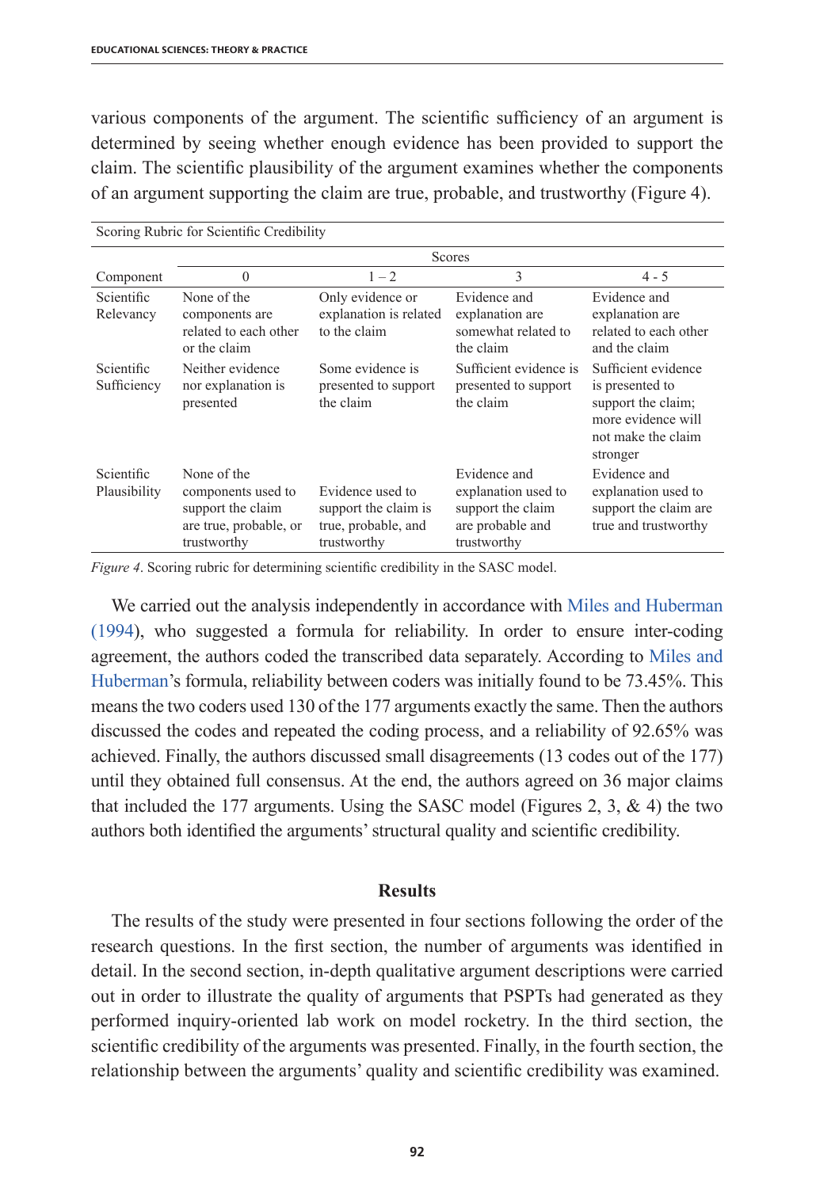various components of the argument. The scientific sufficiency of an argument is determined by seeing whether enough evidence has been provided to support the claim. The scientific plausibility of the argument examines whether the components of an argument supporting the claim are true, probable, and trustworthy (Figure 4).

Scoring Rubric for Scientific Credibility

| | Scores | | | |
|---|---|---|---|---|
| Component | 0 | 1 – 2 | 3 | 4 - 5 |
| Scientific Relevancy | None of the components are related to each other or the claim | Only evidence or explanation is related to the claim | Evidence and explanation are somewhat related to the claim | Evidence and explanation are related to each other and the claim |
| Scientific Sufficiency | Neither evidence nor explanation is presented | Some evidence is presented to support the claim | Sufficient evidence is presented to support the claim | Sufficient evidence is presented to support the claim; more evidence will not make the claim stronger |
| Scientific Plausibility | None of the components used to support the claim are true, probable, or trustworthy | Evidence used to support the claim is true, probable, and trustworthy | Evidence and explanation used to support the claim are probable and trustworthy | Evidence and explanation used to support the claim are true and trustworthy |

*Figure 4*. Scoring rubric for determining scientific credibility in the SASC model.

We carried out the analysis independently in accordance with Miles and Huberman (1994), who suggested a formula for reliability. In order to ensure inter-coding agreement, the authors coded the transcribed data separately. According to Miles and Huberman's formula, reliability between coders was initially found to be 73.45%. This means the two coders used 130 of the 177 arguments exactly the same. Then the authors discussed the codes and repeated the coding process, and a reliability of 92.65% was achieved. Finally, the authors discussed small disagreements (13 codes out of the 177) until they obtained full consensus. At the end, the authors agreed on 36 major claims that included the 177 arguments. Using the SASC model (Figures 2, 3, & 4) the two authors both identified the arguments' structural quality and scientific credibility.

## Results

The results of the study were presented in four sections following the order of the research questions. In the first section, the number of arguments was identified in detail. In the second section, in-depth qualitative argument descriptions were carried out in order to illustrate the quality of arguments that PSPTs had generated as they performed inquiry-oriented lab work on model rocketry. In the third section, the scientific credibility of the arguments was presented. Finally, in the fourth section, the relationship between the arguments' quality and scientific credibility was examined.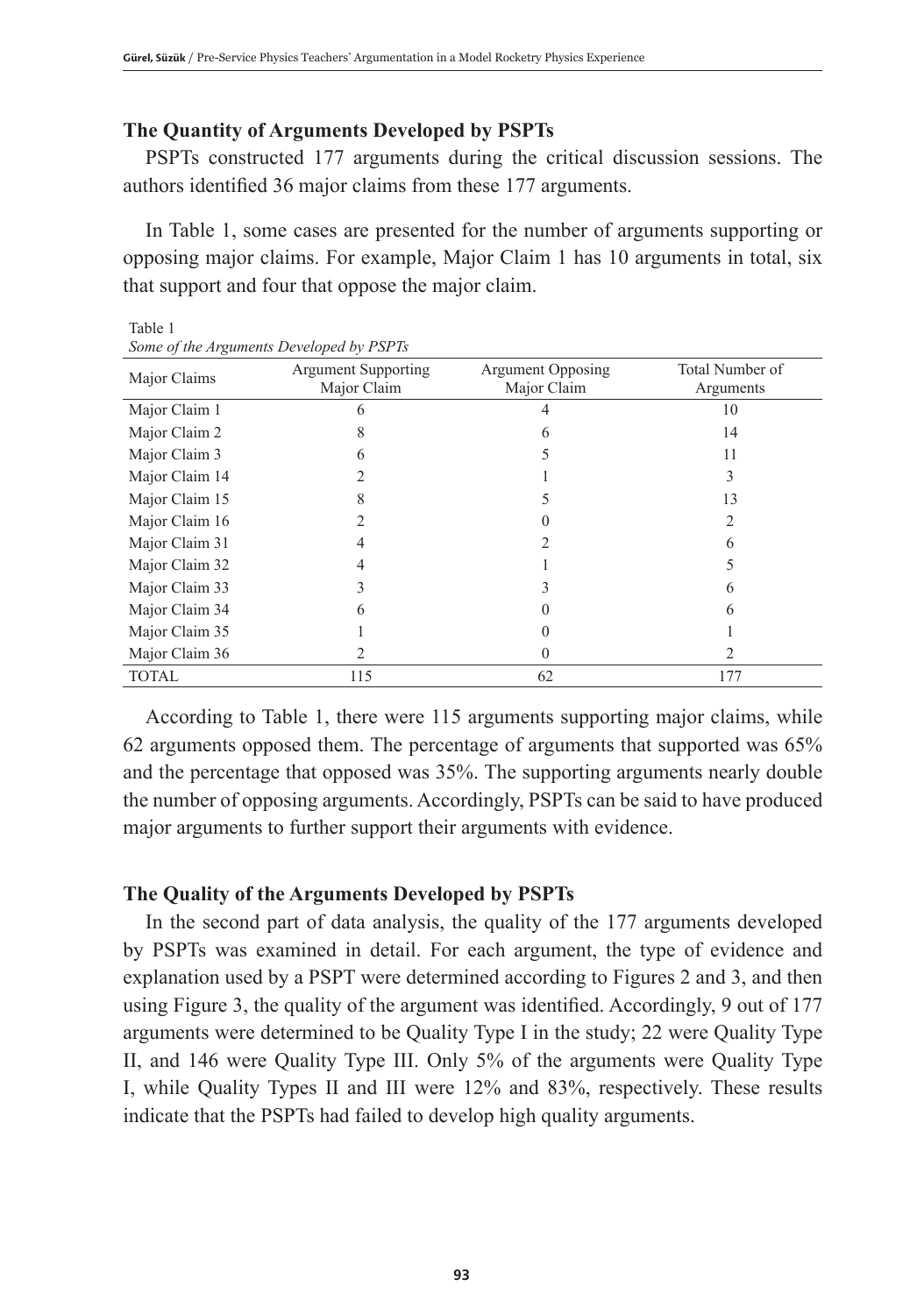### The Quantity of Arguments Developed by PSPTs

PSPTs constructed 177 arguments during the critical discussion sessions. The authors identified 36 major claims from these 177 arguments.

In Table 1, some cases are presented for the number of arguments supporting or opposing major claims. For example, Major Claim 1 has 10 arguments in total, six that support and four that oppose the major claim.

Table 1
*Some of the Arguments Developed by PSPTs*

| Major Claims | Argument Supporting Major Claim | Argument Opposing Major Claim | Total Number of Arguments |
|---|---|---|---|
| Major Claim 1 | 6 | 4 | 10 |
| Major Claim 2 | 8 | 6 | 14 |
| Major Claim 3 | 6 | 5 | 11 |
| Major Claim 14 | 2 | 1 | 3 |
| Major Claim 15 | 8 | 5 | 13 |
| Major Claim 16 | 2 | 0 | 2 |
| Major Claim 31 | 4 | 2 | 6 |
| Major Claim 32 | 4 | 1 | 5 |
| Major Claim 33 | 3 | 3 | 6 |
| Major Claim 34 | 6 | 0 | 6 |
| Major Claim 35 | 1 | 0 | 1 |
| Major Claim 36 | 2 | 0 | 2 |
| TOTAL | 115 | 62 | 177 |

According to Table 1, there were 115 arguments supporting major claims, while 62 arguments opposed them. The percentage of arguments that supported was 65% and the percentage that opposed was 35%. The supporting arguments nearly double the number of opposing arguments. Accordingly, PSPTs can be said to have produced major arguments to further support their arguments with evidence.

### The Quality of the Arguments Developed by PSPTs

In the second part of data analysis, the quality of the 177 arguments developed by PSPTs was examined in detail. For each argument, the type of evidence and explanation used by a PSPT were determined according to Figures 2 and 3, and then using Figure 3, the quality of the argument was identified. Accordingly, 9 out of 177 arguments were determined to be Quality Type I in the study; 22 were Quality Type II, and 146 were Quality Type III. Only 5% of the arguments were Quality Type I, while Quality Types II and III were 12% and 83%, respectively. These results indicate that the PSPTs had failed to develop high quality arguments.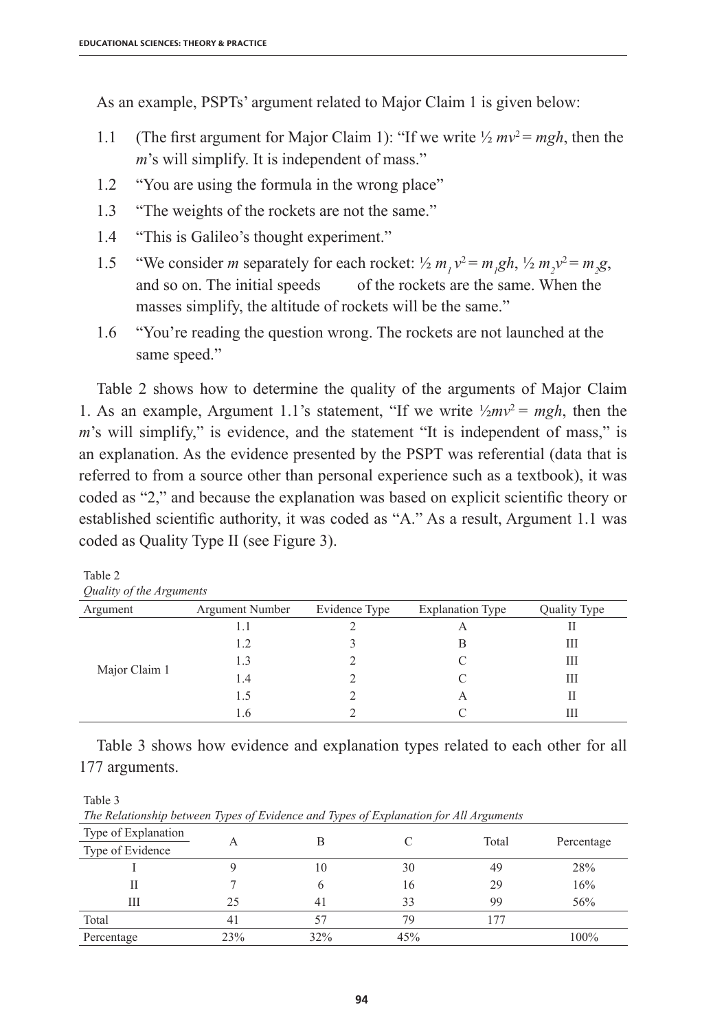As an example, PSPTs' argument related to Major Claim 1 is given below:

1.1 (The first argument for Major Claim 1): "If we write $\frac{1}{2} mv^2 = mgh$, then the *m*'s will simplify. It is independent of mass."

1.2 "You are using the formula in the wrong place"

1.3 "The weights of the rockets are not the same."

1.4 "This is Galileo's thought experiment."

1.5 "We consider *m* separately for each rocket: $\frac{1}{2} m_1 v^2 = m_1 gh$, $\frac{1}{2} m_2 v^2 = m_2 g$, and so on. The initial speeds of the rockets are the same. When the masses simplify, the altitude of rockets will be the same."

1.6 "You're reading the question wrong. The rockets are not launched at the same speed."

Table 2 shows how to determine the quality of the arguments of Major Claim 1. As an example, Argument 1.1's statement, "If we write $\frac{1}{2}mv^2 = mgh$, then the *m*'s will simplify," is evidence, and the statement "It is independent of mass," is an explanation. As the evidence presented by the PSPT was referential (data that is referred to from a source other than personal experience such as a textbook), it was coded as "2," and because the explanation was based on explicit scientific theory or established scientific authority, it was coded as "A." As a result, Argument 1.1 was coded as Quality Type II (see Figure 3).

Table 2
*Quality of the Arguments*

| Argument | Argument Number | Evidence Type | Explanation Type | Quality Type |
|---|---|---|---|---|
| Major Claim 1 | 1.1 | 2 | A | II |
| | 1.2 | 3 | B | III |
| | 1.3 | 2 | C | III |
| | 1.4 | 2 | C | III |
| | 1.5 | 2 | A | II |
| | 1.6 | 2 | C | III |

Table 3 shows how evidence and explanation types related to each other for all 177 arguments.

Table 3
*The Relationship between Types of Evidence and Types of Explanation for All Arguments*

| Type of Explanation / Type of Evidence | A | B | C | Total | Percentage |
|---|---|---|---|---|---|
| I | 9 | 10 | 30 | 49 | 28% |
| II | 7 | 6 | 16 | 29 | 16% |
| III | 25 | 41 | 33 | 99 | 56% |
| Total | 41 | 57 | 79 | 177 | |
| Percentage | 23% | 32% | 45% | | 100% |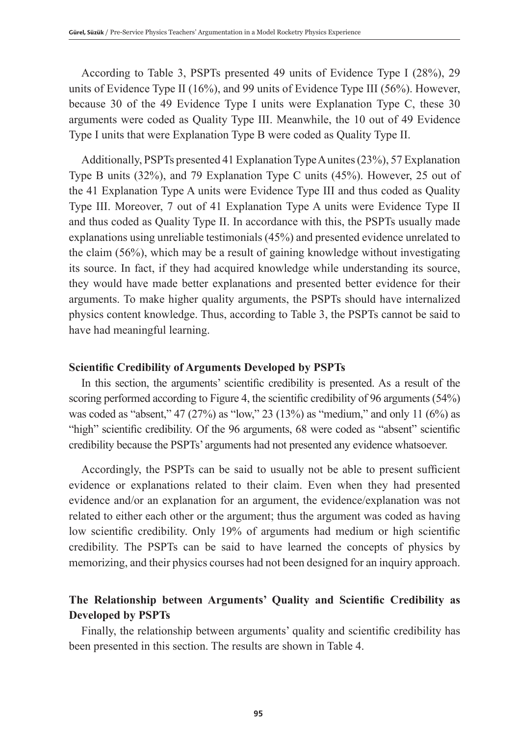According to Table 3, PSPTs presented 49 units of Evidence Type I (28%), 29 units of Evidence Type II (16%), and 99 units of Evidence Type III (56%). However, because 30 of the 49 Evidence Type I units were Explanation Type C, these 30 arguments were coded as Quality Type III. Meanwhile, the 10 out of 49 Evidence Type I units that were Explanation Type B were coded as Quality Type II.

Additionally, PSPTs presented 41 Explanation Type A unites (23%), 57 Explanation Type B units (32%), and 79 Explanation Type C units (45%). However, 25 out of the 41 Explanation Type A units were Evidence Type III and thus coded as Quality Type III. Moreover, 7 out of 41 Explanation Type A units were Evidence Type II and thus coded as Quality Type II. In accordance with this, the PSPTs usually made explanations using unreliable testimonials (45%) and presented evidence unrelated to the claim (56%), which may be a result of gaining knowledge without investigating its source. In fact, if they had acquired knowledge while understanding its source, they would have made better explanations and presented better evidence for their arguments. To make higher quality arguments, the PSPTs should have internalized physics content knowledge. Thus, according to Table 3, the PSPTs cannot be said to have had meaningful learning.

### Scientific Credibility of Arguments Developed by PSPTs

In this section, the arguments' scientific credibility is presented. As a result of the scoring performed according to Figure 4, the scientific credibility of 96 arguments (54%) was coded as "absent," 47 (27%) as "low," 23 (13%) as "medium," and only 11 (6%) as "high" scientific credibility. Of the 96 arguments, 68 were coded as "absent" scientific credibility because the PSPTs' arguments had not presented any evidence whatsoever.

Accordingly, the PSPTs can be said to usually not be able to present sufficient evidence or explanations related to their claim. Even when they had presented evidence and/or an explanation for an argument, the evidence/explanation was not related to either each other or the argument; thus the argument was coded as having low scientific credibility. Only 19% of arguments had medium or high scientific credibility. The PSPTs can be said to have learned the concepts of physics by memorizing, and their physics courses had not been designed for an inquiry approach.

### The Relationship between Arguments' Quality and Scientific Credibility as Developed by PSPTs

Finally, the relationship between arguments' quality and scientific credibility has been presented in this section. The results are shown in Table 4.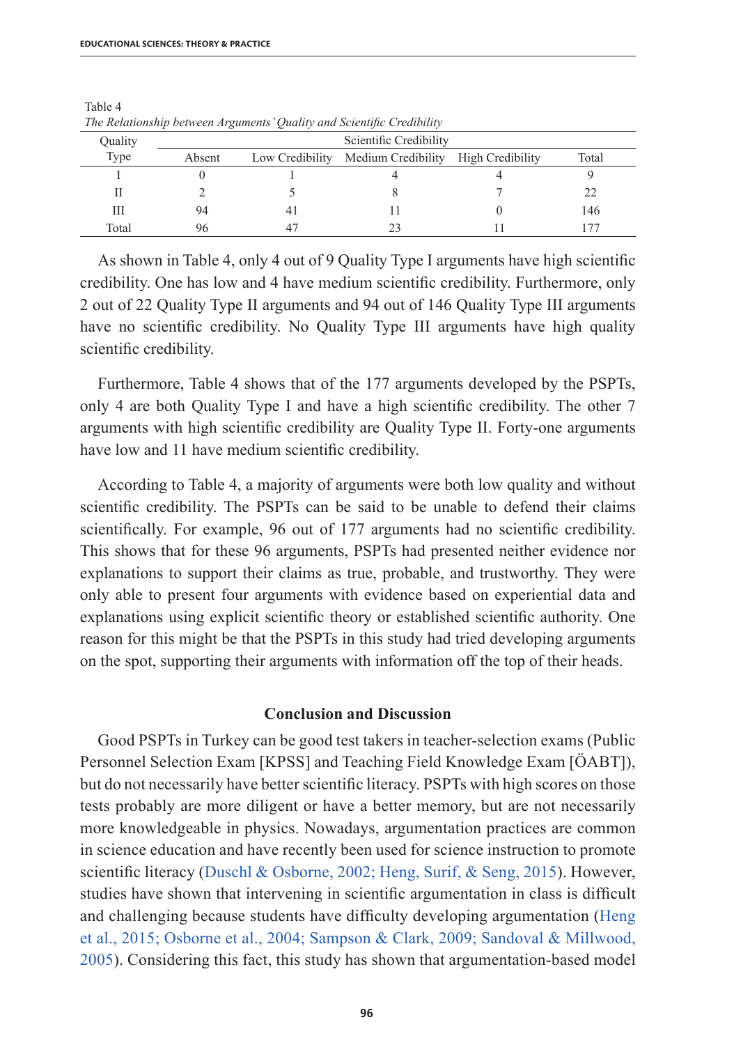Table 4

*The Relationship between Arguments' Quality and Scientific Credibility*

| Quality Type | Scientific Credibility | | | | |
|---|---|---|---|---|---|
| | Absent | Low Credibility | Medium Credibility | High Credibility | Total |
| I | 0 | 1 | 4 | 4 | 9 |
| II | 2 | 5 | 8 | 7 | 22 |
| III | 94 | 41 | 11 | 0 | 146 |
| Total | 96 | 47 | 23 | 11 | 177 |

As shown in Table 4, only 4 out of 9 Quality Type I arguments have high scientific credibility. One has low and 4 have medium scientific credibility. Furthermore, only 2 out of 22 Quality Type II arguments and 94 out of 146 Quality Type III arguments have no scientific credibility. No Quality Type III arguments have high quality scientific credibility.

Furthermore, Table 4 shows that of the 177 arguments developed by the PSPTs, only 4 are both Quality Type I and have a high scientific credibility. The other 7 arguments with high scientific credibility are Quality Type II. Forty-one arguments have low and 11 have medium scientific credibility.

According to Table 4, a majority of arguments were both low quality and without scientific credibility. The PSPTs can be said to be unable to defend their claims scientifically. For example, 96 out of 177 arguments had no scientific credibility. This shows that for these 96 arguments, PSPTs had presented neither evidence nor explanations to support their claims as true, probable, and trustworthy. They were only able to present four arguments with evidence based on experiential data and explanations using explicit scientific theory or established scientific authority. One reason for this might be that the PSPTs in this study had tried developing arguments on the spot, supporting their arguments with information off the top of their heads.

## Conclusion and Discussion

Good PSPTs in Turkey can be good test takers in teacher-selection exams (Public Personnel Selection Exam [KPSS] and Teaching Field Knowledge Exam [ÖABT]), but do not necessarily have better scientific literacy. PSPTs with high scores on those tests probably are more diligent or have a better memory, but are not necessarily more knowledgeable in physics. Nowadays, argumentation practices are common in science education and have recently been used for science instruction to promote scientific literacy (Duschl & Osborne, 2002; Heng, Surif, & Seng, 2015). However, studies have shown that intervening in scientific argumentation in class is difficult and challenging because students have difficulty developing argumentation (Heng et al., 2015; Osborne et al., 2004; Sampson & Clark, 2009; Sandoval & Millwood, 2005). Considering this fact, this study has shown that argumentation-based model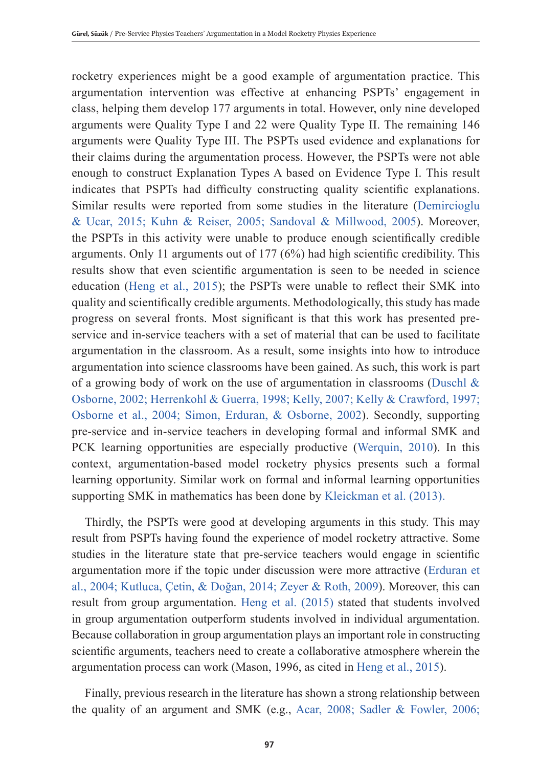rocketry experiences might be a good example of argumentation practice. This argumentation intervention was effective at enhancing PSPTs' engagement in class, helping them develop 177 arguments in total. However, only nine developed arguments were Quality Type I and 22 were Quality Type II. The remaining 146 arguments were Quality Type III. The PSPTs used evidence and explanations for their claims during the argumentation process. However, the PSPTs were not able enough to construct Explanation Types A based on Evidence Type I. This result indicates that PSPTs had difficulty constructing quality scientific explanations. Similar results were reported from some studies in the literature (Demircioglu & Ucar, 2015; Kuhn & Reiser, 2005; Sandoval & Millwood, 2005). Moreover, the PSPTs in this activity were unable to produce enough scientifically credible arguments. Only 11 arguments out of 177 (6%) had high scientific credibility. This results show that even scientific argumentation is seen to be needed in science education (Heng et al., 2015); the PSPTs were unable to reflect their SMK into quality and scientifically credible arguments. Methodologically, this study has made progress on several fronts. Most significant is that this work has presented pre-service and in-service teachers with a set of material that can be used to facilitate argumentation in the classroom. As a result, some insights into how to introduce argumentation into science classrooms have been gained. As such, this work is part of a growing body of work on the use of argumentation in classrooms (Duschl & Osborne, 2002; Herrenkohl & Guerra, 1998; Kelly, 2007; Kelly & Crawford, 1997; Osborne et al., 2004; Simon, Erduran, & Osborne, 2002). Secondly, supporting pre-service and in-service teachers in developing formal and informal SMK and PCK learning opportunities are especially productive (Werquin, 2010). In this context, argumentation-based model rocketry physics presents such a formal learning opportunity. Similar work on formal and informal learning opportunities supporting SMK in mathematics has been done by Kleickman et al. (2013).

Thirdly, the PSPTs were good at developing arguments in this study. This may result from PSPTs having found the experience of model rocketry attractive. Some studies in the literature state that pre-service teachers would engage in scientific argumentation more if the topic under discussion were more attractive (Erduran et al., 2004; Kutluca, Çetin, & Doğan, 2014; Zeyer & Roth, 2009). Moreover, this can result from group argumentation. Heng et al. (2015) stated that students involved in group argumentation outperform students involved in individual argumentation. Because collaboration in group argumentation plays an important role in constructing scientific arguments, teachers need to create a collaborative atmosphere wherein the argumentation process can work (Mason, 1996, as cited in Heng et al., 2015).

Finally, previous research in the literature has shown a strong relationship between the quality of an argument and SMK (e.g., Acar, 2008; Sadler & Fowler, 2006;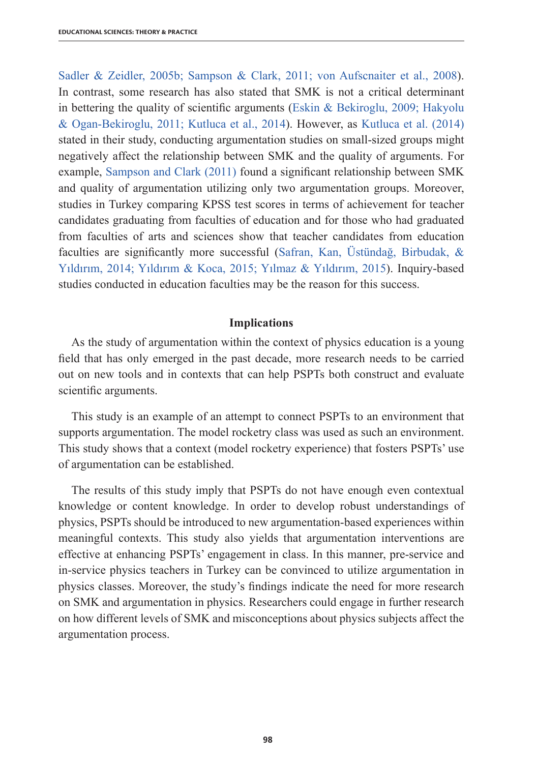Sadler & Zeidler, 2005b; Sampson & Clark, 2011; von Aufscnaiter et al., 2008). In contrast, some research has also stated that SMK is not a critical determinant in bettering the quality of scientific arguments (Eskin & Bekiroglu, 2009; Hakyolu & Ogan-Bekiroglu, 2011; Kutluca et al., 2014). However, as Kutluca et al. (2014) stated in their study, conducting argumentation studies on small-sized groups might negatively affect the relationship between SMK and the quality of arguments. For example, Sampson and Clark (2011) found a significant relationship between SMK and quality of argumentation utilizing only two argumentation groups. Moreover, studies in Turkey comparing KPSS test scores in terms of achievement for teacher candidates graduating from faculties of education and for those who had graduated from faculties of arts and sciences show that teacher candidates from education faculties are significantly more successful (Safran, Kan, Üstündağ, Birbudak, & Yıldırım, 2014; Yıldırım & Koca, 2015; Yılmaz & Yıldırım, 2015). Inquiry-based studies conducted in education faculties may be the reason for this success.

## Implications

As the study of argumentation within the context of physics education is a young field that has only emerged in the past decade, more research needs to be carried out on new tools and in contexts that can help PSPTs both construct and evaluate scientific arguments.

This study is an example of an attempt to connect PSPTs to an environment that supports argumentation. The model rocketry class was used as such an environment. This study shows that a context (model rocketry experience) that fosters PSPTs' use of argumentation can be established.

The results of this study imply that PSPTs do not have enough even contextual knowledge or content knowledge. In order to develop robust understandings of physics, PSPTs should be introduced to new argumentation-based experiences within meaningful contexts. This study also yields that argumentation interventions are effective at enhancing PSPTs' engagement in class. In this manner, pre-service and in-service physics teachers in Turkey can be convinced to utilize argumentation in physics classes. Moreover, the study's findings indicate the need for more research on SMK and argumentation in physics. Researchers could engage in further research on how different levels of SMK and misconceptions about physics subjects affect the argumentation process.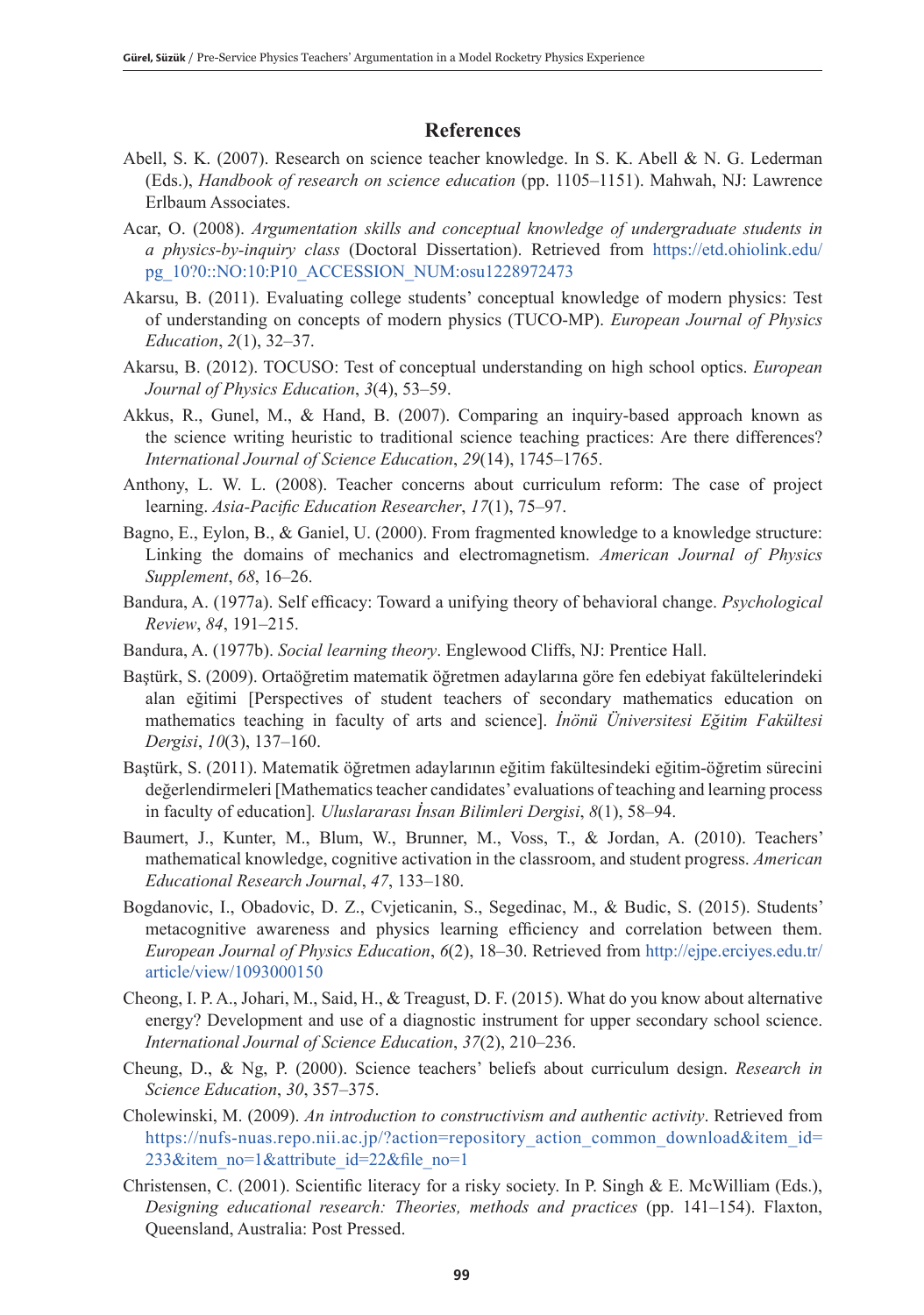## References

Abell, S. K. (2007). Research on science teacher knowledge. In S. K. Abell & N. G. Lederman (Eds.), *Handbook of research on science education* (pp. 1105–1151). Mahwah, NJ: Lawrence Erlbaum Associates.

Acar, O. (2008). *Argumentation skills and conceptual knowledge of undergraduate students in a physics-by-inquiry class* (Doctoral Dissertation). Retrieved from https://etd.ohiolink.edu/pg_10?0::NO:10:P10_ACCESSION_NUM:osu1228972473

Akarsu, B. (2011). Evaluating college students' conceptual knowledge of modern physics: Test of understanding on concepts of modern physics (TUCO-MP). *European Journal of Physics Education*, *2*(1), 32–37.

Akarsu, B. (2012). TOCUSO: Test of conceptual understanding on high school optics. *European Journal of Physics Education*, *3*(4), 53–59.

Akkus, R., Gunel, M., & Hand, B. (2007). Comparing an inquiry-based approach known as the science writing heuristic to traditional science teaching practices: Are there differences? *International Journal of Science Education*, *29*(14), 1745–1765.

Anthony, L. W. L. (2008). Teacher concerns about curriculum reform: The case of project learning. *Asia-Pacific Education Researcher*, *17*(1), 75–97.

Bagno, E., Eylon, B., & Ganiel, U. (2000). From fragmented knowledge to a knowledge structure: Linking the domains of mechanics and electromagnetism. *American Journal of Physics Supplement*, *68*, 16–26.

Bandura, A. (1977a). Self efficacy: Toward a unifying theory of behavioral change. *Psychological Review*, *84*, 191–215.

Bandura, A. (1977b). *Social learning theory*. Englewood Cliffs, NJ: Prentice Hall.

Baştürk, S. (2009). Ortaöğretim matematik öğretmen adaylarına göre fen edebiyat fakültelerindeki alan eğitimi [Perspectives of student teachers of secondary mathematics education on mathematics teaching in faculty of arts and science]. *İnönü Üniversitesi Eğitim Fakültesi Dergisi*, *10*(3), 137–160.

Baştürk, S. (2011). Matematik öğretmen adaylarının eğitim fakültesindeki eğitim-öğretim sürecini değerlendirmeleri [Mathematics teacher candidates' evaluations of teaching and learning process in faculty of education]. *Uluslararası İnsan Bilimleri Dergisi*, *8*(1), 58–94.

Baumert, J., Kunter, M., Blum, W., Brunner, M., Voss, T., & Jordan, A. (2010). Teachers' mathematical knowledge, cognitive activation in the classroom, and student progress. *American Educational Research Journal*, *47*, 133–180.

Bogdanovic, I., Obadovic, D. Z., Cvjeticanin, S., Segedinac, M., & Budic, S. (2015). Students' metacognitive awareness and physics learning efficiency and correlation between them. *European Journal of Physics Education*, *6*(2), 18–30. Retrieved from http://ejpe.erciyes.edu.tr/article/view/1093000150

Cheong, I. P. A., Johari, M., Said, H., & Treagust, D. F. (2015). What do you know about alternative energy? Development and use of a diagnostic instrument for upper secondary school science. *International Journal of Science Education*, *37*(2), 210–236.

Cheung, D., & Ng, P. (2000). Science teachers' beliefs about curriculum design. *Research in Science Education*, *30*, 357–375.

Cholewinski, M. (2009). *An introduction to constructivism and authentic activity*. Retrieved from https://nufs-nuas.repo.nii.ac.jp/?action=repository_action_common_download&item_id=233&item_no=1&attribute_id=22&file_no=1

Christensen, C. (2001). Scientific literacy for a risky society. In P. Singh & E. McWilliam (Eds.), *Designing educational research: Theories, methods and practices* (pp. 141–154). Flaxton, Queensland, Australia: Post Pressed.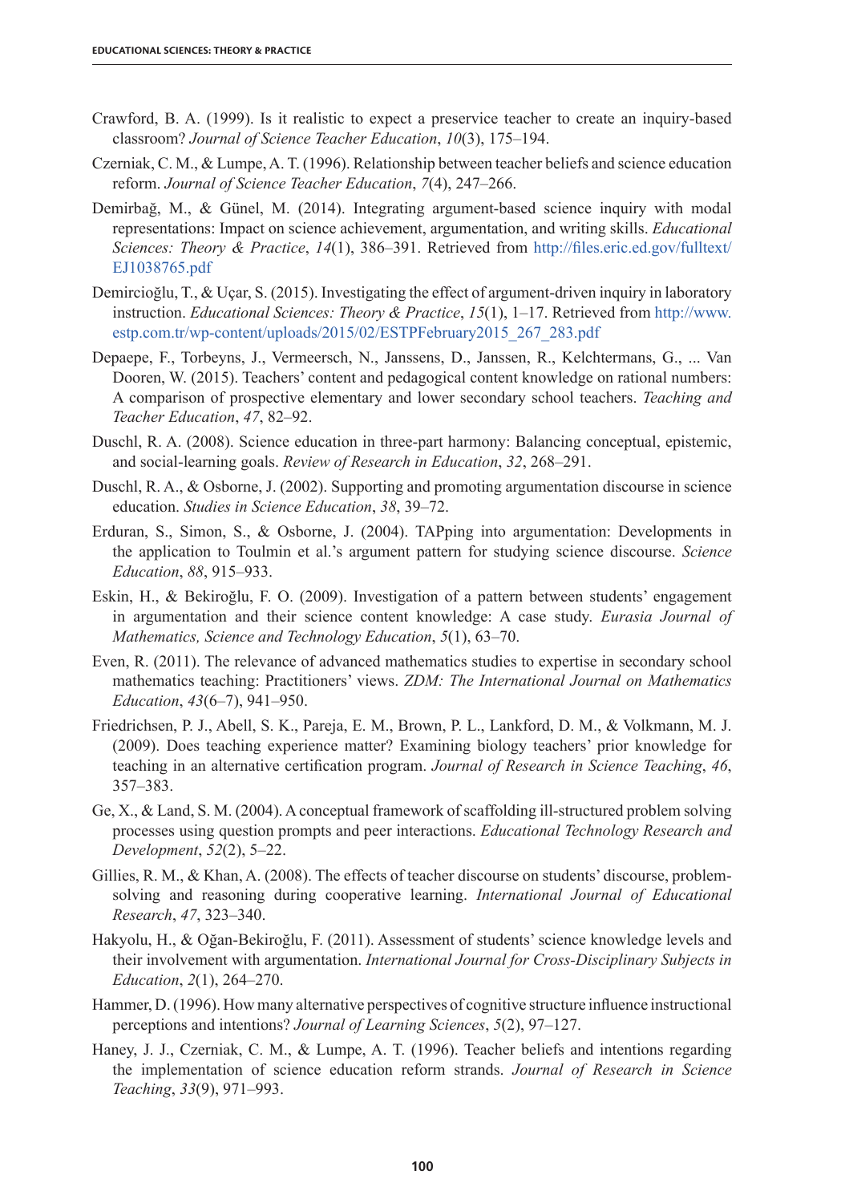Crawford, B. A. (1999). Is it realistic to expect a preservice teacher to create an inquiry-based classroom? *Journal of Science Teacher Education*, *10*(3), 175–194.

Czerniak, C. M., & Lumpe, A. T. (1996). Relationship between teacher beliefs and science education reform. *Journal of Science Teacher Education*, *7*(4), 247–266.

Demirbağ, M., & Günel, M. (2014). Integrating argument-based science inquiry with modal representations: Impact on science achievement, argumentation, and writing skills. *Educational Sciences: Theory & Practice*, *14*(1), 386–391. Retrieved from http://files.eric.ed.gov/fulltext/EJ1038765.pdf

Demircioğlu, T., & Uçar, S. (2015). Investigating the effect of argument-driven inquiry in laboratory instruction. *Educational Sciences: Theory & Practice*, *15*(1), 1–17. Retrieved from http://www.estp.com.tr/wp-content/uploads/2015/02/ESTPFebruary2015_267_283.pdf

Depaepe, F., Torbeyns, J., Vermeersch, N., Janssens, D., Janssen, R., Kelchtermans, G., ... Van Dooren, W. (2015). Teachers' content and pedagogical content knowledge on rational numbers: A comparison of prospective elementary and lower secondary school teachers. *Teaching and Teacher Education*, *47*, 82–92.

Duschl, R. A. (2008). Science education in three-part harmony: Balancing conceptual, epistemic, and social-learning goals. *Review of Research in Education*, *32*, 268–291.

Duschl, R. A., & Osborne, J. (2002). Supporting and promoting argumentation discourse in science education. *Studies in Science Education*, *38*, 39–72.

Erduran, S., Simon, S., & Osborne, J. (2004). TAPping into argumentation: Developments in the application to Toulmin et al.'s argument pattern for studying science discourse. *Science Education*, *88*, 915–933.

Eskin, H., & Bekiroğlu, F. O. (2009). Investigation of a pattern between students' engagement in argumentation and their science content knowledge: A case study. *Eurasia Journal of Mathematics, Science and Technology Education*, *5*(1), 63–70.

Even, R. (2011). The relevance of advanced mathematics studies to expertise in secondary school mathematics teaching: Practitioners' views. *ZDM: The International Journal on Mathematics Education*, *43*(6–7), 941–950.

Friedrichsen, P. J., Abell, S. K., Pareja, E. M., Brown, P. L., Lankford, D. M., & Volkmann, M. J. (2009). Does teaching experience matter? Examining biology teachers' prior knowledge for teaching in an alternative certification program. *Journal of Research in Science Teaching*, *46*, 357–383.

Ge, X., & Land, S. M. (2004). A conceptual framework of scaffolding ill-structured problem solving processes using question prompts and peer interactions. *Educational Technology Research and Development*, *52*(2), 5–22.

Gillies, R. M., & Khan, A. (2008). The effects of teacher discourse on students' discourse, problem-solving and reasoning during cooperative learning. *International Journal of Educational Research*, *47*, 323–340.

Hakyolu, H., & Oğan-Bekiroğlu, F. (2011). Assessment of students' science knowledge levels and their involvement with argumentation. *International Journal for Cross-Disciplinary Subjects in Education*, *2*(1), 264–270.

Hammer, D. (1996). How many alternative perspectives of cognitive structure influence instructional perceptions and intentions? *Journal of Learning Sciences*, *5*(2), 97–127.

Haney, J. J., Czerniak, C. M., & Lumpe, A. T. (1996). Teacher beliefs and intentions regarding the implementation of science education reform strands. *Journal of Research in Science Teaching*, *33*(9), 971–993.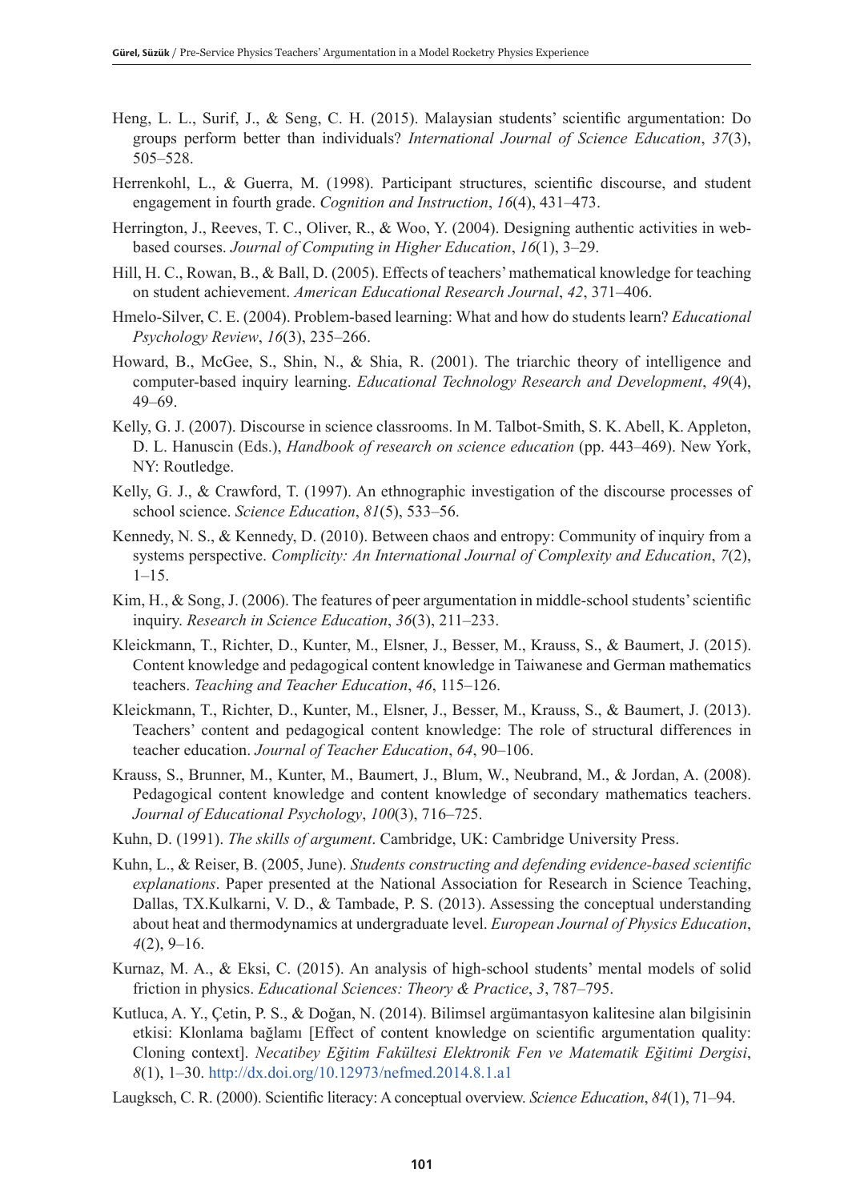Heng, L. L., Surif, J., & Seng, C. H. (2015). Malaysian students' scientific argumentation: Do groups perform better than individuals? *International Journal of Science Education*, *37*(3), 505–528.

Herrenkohl, L., & Guerra, M. (1998). Participant structures, scientific discourse, and student engagement in fourth grade. *Cognition and Instruction*, *16*(4), 431–473.

Herrington, J., Reeves, T. C., Oliver, R., & Woo, Y. (2004). Designing authentic activities in web-based courses. *Journal of Computing in Higher Education*, *16*(1), 3–29.

Hill, H. C., Rowan, B., & Ball, D. (2005). Effects of teachers' mathematical knowledge for teaching on student achievement. *American Educational Research Journal*, *42*, 371–406.

Hmelo-Silver, C. E. (2004). Problem-based learning: What and how do students learn? *Educational Psychology Review*, *16*(3), 235–266.

Howard, B., McGee, S., Shin, N., & Shia, R. (2001). The triarchic theory of intelligence and computer-based inquiry learning. *Educational Technology Research and Development*, *49*(4), 49–69.

Kelly, G. J. (2007). Discourse in science classrooms. In M. Talbot-Smith, S. K. Abell, K. Appleton, D. L. Hanuscin (Eds.), *Handbook of research on science education* (pp. 443–469). New York, NY: Routledge.

Kelly, G. J., & Crawford, T. (1997). An ethnographic investigation of the discourse processes of school science. *Science Education*, *81*(5), 533–56.

Kennedy, N. S., & Kennedy, D. (2010). Between chaos and entropy: Community of inquiry from a systems perspective. *Complicity: An International Journal of Complexity and Education*, *7*(2), 1–15.

Kim, H., & Song, J. (2006). The features of peer argumentation in middle-school students' scientific inquiry. *Research in Science Education*, *36*(3), 211–233.

Kleickmann, T., Richter, D., Kunter, M., Elsner, J., Besser, M., Krauss, S., & Baumert, J. (2015). Content knowledge and pedagogical content knowledge in Taiwanese and German mathematics teachers. *Teaching and Teacher Education*, *46*, 115–126.

Kleickmann, T., Richter, D., Kunter, M., Elsner, J., Besser, M., Krauss, S., & Baumert, J. (2013). Teachers' content and pedagogical content knowledge: The role of structural differences in teacher education. *Journal of Teacher Education*, *64*, 90–106.

Krauss, S., Brunner, M., Kunter, M., Baumert, J., Blum, W., Neubrand, M., & Jordan, A. (2008). Pedagogical content knowledge and content knowledge of secondary mathematics teachers. *Journal of Educational Psychology*, *100*(3), 716–725.

Kuhn, D. (1991). *The skills of argument*. Cambridge, UK: Cambridge University Press.

Kuhn, L., & Reiser, B. (2005, June). *Students constructing and defending evidence-based scientific explanations*. Paper presented at the National Association for Research in Science Teaching, Dallas, TX.Kulkarni, V. D., & Tambade, P. S. (2013). Assessing the conceptual understanding about heat and thermodynamics at undergraduate level. *European Journal of Physics Education*, *4*(2), 9–16.

Kurnaz, M. A., & Eksi, C. (2015). An analysis of high-school students' mental models of solid friction in physics. *Educational Sciences: Theory & Practice*, *3*, 787–795.

Kutluca, A. Y., Çetin, P. S., & Doğan, N. (2014). Bilimsel argümantasyon kalitesine alan bilgisinin etkisi: Klonlama bağlamı [Effect of content knowledge on scientific argumentation quality: Cloning context]. *Necatibey Eğitim Fakültesi Elektronik Fen ve Matematik Eğitimi Dergisi*, *8*(1), 1–30. http://dx.doi.org/10.12973/nefmed.2014.8.1.a1

Laugksch, C. R. (2000). Scientific literacy: A conceptual overview. *Science Education*, *84*(1), 71–94.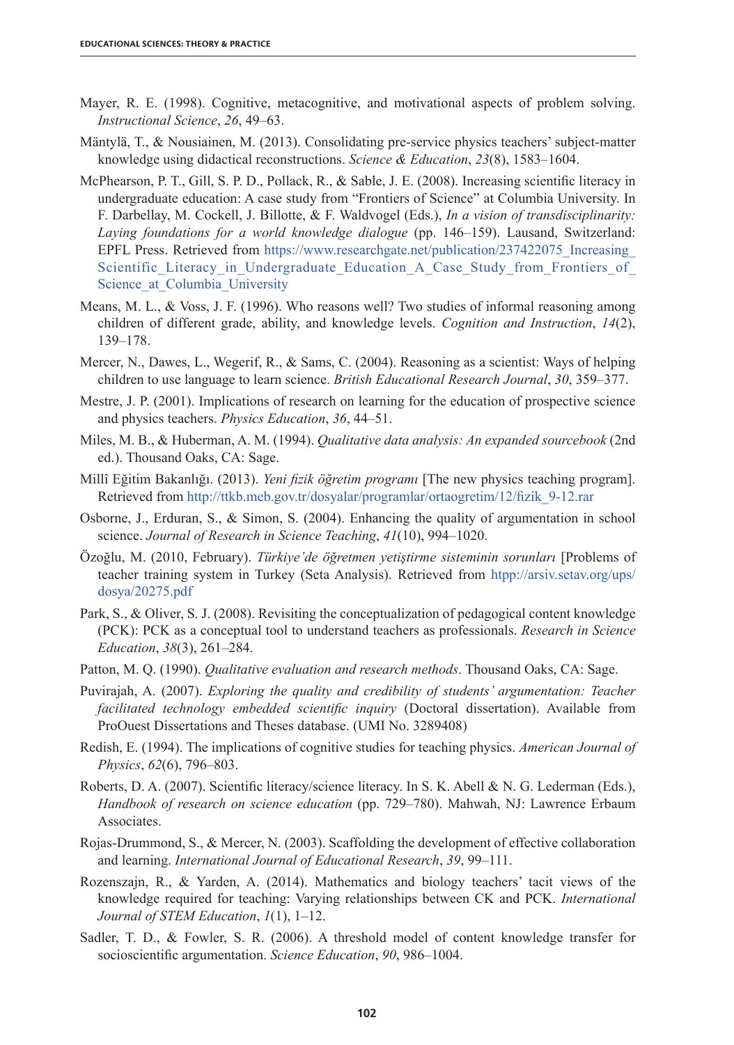Mayer, R. E. (1998). Cognitive, metacognitive, and motivational aspects of problem solving. *Instructional Science*, *26*, 49–63.

Mäntylä, T., & Nousiainen, M. (2013). Consolidating pre-service physics teachers' subject-matter knowledge using didactical reconstructions. *Science & Education*, *23*(8), 1583–1604.

McPhearson, P. T., Gill, S. P. D., Pollack, R., & Sable, J. E. (2008). Increasing scientific literacy in undergraduate education: A case study from "Frontiers of Science" at Columbia University. In F. Darbellay, M. Cockell, J. Billotte, & F. Waldvogel (Eds.), *In a vision of transdisciplinarity: Laying foundations for a world knowledge dialogue* (pp. 146–159). Lausand, Switzerland: EPFL Press. Retrieved from https://www.researchgate.net/publication/237422075_Increasing_Scientific_Literacy_in_Undergraduate_Education_A_Case_Study_from_Frontiers_of_Science_at_Columbia_University

Means, M. L., & Voss, J. F. (1996). Who reasons well? Two studies of informal reasoning among children of different grade, ability, and knowledge levels. *Cognition and Instruction*, *14*(2), 139–178.

Mercer, N., Dawes, L., Wegerif, R., & Sams, C. (2004). Reasoning as a scientist: Ways of helping children to use language to learn science. *British Educational Research Journal*, *30*, 359–377.

Mestre, J. P. (2001). Implications of research on learning for the education of prospective science and physics teachers. *Physics Education*, *36*, 44–51.

Miles, M. B., & Huberman, A. M. (1994). *Qualitative data analysis: An expanded sourcebook* (2nd ed.). Thousand Oaks, CA: Sage.

Millî Eğitim Bakanlığı. (2013). *Yeni fizik öğretim programı* [The new physics teaching program]. Retrieved from http://ttkb.meb.gov.tr/dosyalar/programlar/ortaogretim/12/fizik_9-12.rar

Osborne, J., Erduran, S., & Simon, S. (2004). Enhancing the quality of argumentation in school science. *Journal of Research in Science Teaching*, *41*(10), 994–1020.

Özoğlu, M. (2010, February). *Türkiye'de öğretmen yetiştirme sisteminin sorunları* [Problems of teacher training system in Turkey (Seta Analysis). Retrieved from htpp://arsiv.setav.org/ups/dosya/20275.pdf

Park, S., & Oliver, S. J. (2008). Revisiting the conceptualization of pedagogical content knowledge (PCK): PCK as a conceptual tool to understand teachers as professionals. *Research in Science Education*, *38*(3), 261–284.

Patton, M. Q. (1990). *Qualitative evaluation and research methods*. Thousand Oaks, CA: Sage.

Puvirajah, A. (2007). *Exploring the quality and credibility of students' argumentation: Teacher facilitated technology embedded scientific inquiry* (Doctoral dissertation). Available from ProOuest Dissertations and Theses database. (UMI No. 3289408)

Redish, E. (1994). The implications of cognitive studies for teaching physics. *American Journal of Physics*, *62*(6), 796–803.

Roberts, D. A. (2007). Scientific literacy/science literacy. In S. K. Abell & N. G. Lederman (Eds.), *Handbook of research on science education* (pp. 729–780). Mahwah, NJ: Lawrence Erbaum Associates.

Rojas-Drummond, S., & Mercer, N. (2003). Scaffolding the development of effective collaboration and learning. *International Journal of Educational Research*, *39*, 99–111.

Rozenszajn, R., & Yarden, A. (2014). Mathematics and biology teachers' tacit views of the knowledge required for teaching: Varying relationships between CK and PCK. *International Journal of STEM Education*, *1*(1), 1–12.

Sadler, T. D., & Fowler, S. R. (2006). A threshold model of content knowledge transfer for socioscientific argumentation. *Science Education*, *90*, 986–1004.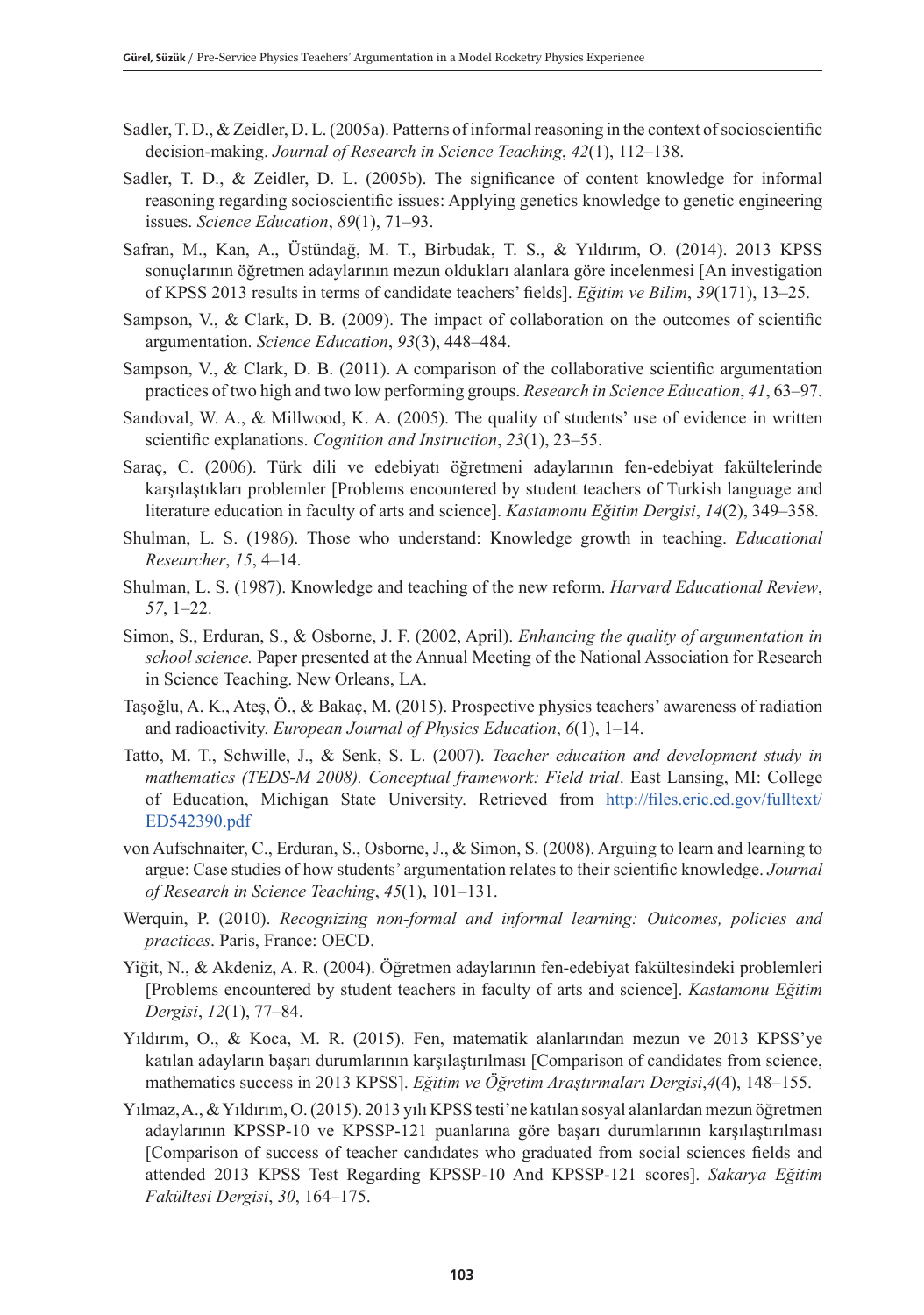Sadler, T. D., & Zeidler, D. L. (2005a). Patterns of informal reasoning in the context of socioscientific decision-making. *Journal of Research in Science Teaching*, *42*(1), 112–138.

Sadler, T. D., & Zeidler, D. L. (2005b). The significance of content knowledge for informal reasoning regarding socioscientific issues: Applying genetics knowledge to genetic engineering issues. *Science Education*, *89*(1), 71–93.

Safran, M., Kan, A., Üstündağ, M. T., Birbudak, T. S., & Yıldırım, O. (2014). 2013 KPSS sonuçlarının öğretmen adaylarının mezun oldukları alanlara göre incelenmesi [An investigation of KPSS 2013 results in terms of candidate teachers' fields]. *Eğitim ve Bilim*, *39*(171), 13–25.

Sampson, V., & Clark, D. B. (2009). The impact of collaboration on the outcomes of scientific argumentation. *Science Education*, *93*(3), 448–484.

Sampson, V., & Clark, D. B. (2011). A comparison of the collaborative scientific argumentation practices of two high and two low performing groups. *Research in Science Education*, *41*, 63–97.

Sandoval, W. A., & Millwood, K. A. (2005). The quality of students' use of evidence in written scientific explanations. *Cognition and Instruction*, *23*(1), 23–55.

Saraç, C. (2006). Türk dili ve edebiyatı öğretmeni adaylarının fen-edebiyat fakültelerinde karşılaştıkları problemler [Problems encountered by student teachers of Turkish language and literature education in faculty of arts and science]. *Kastamonu Eğitim Dergisi*, *14*(2), 349–358.

Shulman, L. S. (1986). Those who understand: Knowledge growth in teaching. *Educational Researcher*, *15*, 4–14.

Shulman, L. S. (1987). Knowledge and teaching of the new reform. *Harvard Educational Review*, *57*, 1–22.

Simon, S., Erduran, S., & Osborne, J. F. (2002, April). *Enhancing the quality of argumentation in school science.* Paper presented at the Annual Meeting of the National Association for Research in Science Teaching. New Orleans, LA.

Taşoğlu, A. K., Ateş, Ö., & Bakaç, M. (2015). Prospective physics teachers' awareness of radiation and radioactivity. *European Journal of Physics Education*, *6*(1), 1–14.

Tatto, M. T., Schwille, J., & Senk, S. L. (2007). *Teacher education and development study in mathematics (TEDS-M 2008). Conceptual framework: Field trial*. East Lansing, MI: College of Education, Michigan State University. Retrieved from http://files.eric.ed.gov/fulltext/ED542390.pdf

von Aufschnaiter, C., Erduran, S., Osborne, J., & Simon, S. (2008). Arguing to learn and learning to argue: Case studies of how students' argumentation relates to their scientific knowledge. *Journal of Research in Science Teaching*, *45*(1), 101–131.

Werquin, P. (2010). *Recognizing non-formal and informal learning: Outcomes, policies and practices*. Paris, France: OECD.

Yiğit, N., & Akdeniz, A. R. (2004). Öğretmen adaylarının fen-edebiyat fakültesindeki problemleri [Problems encountered by student teachers in faculty of arts and science]. *Kastamonu Eğitim Dergisi*, *12*(1), 77–84.

Yıldırım, O., & Koca, M. R. (2015). Fen, matematik alanlarından mezun ve 2013 KPSS'ye katılan adayların başarı durumlarının karşılaştırılması [Comparison of candidates from science, mathematics success in 2013 KPSS]. *Eğitim ve Öğretim Araştırmaları Dergisi*,*4*(4), 148–155.

Yılmaz, A., & Yıldırım, O. (2015). 2013 yılı KPSS testi'ne katılan sosyal alanlardan mezun öğretmen adaylarının KPSSP-10 ve KPSSP-121 puanlarına göre başarı durumlarının karşılaştırılması [Comparison of success of teacher candıdates who graduated from social sciences fields and attended 2013 KPSS Test Regarding KPSSP-10 And KPSSP-121 scores]. *Sakarya Eğitim Fakültesi Dergisi*, *30*, 164–175.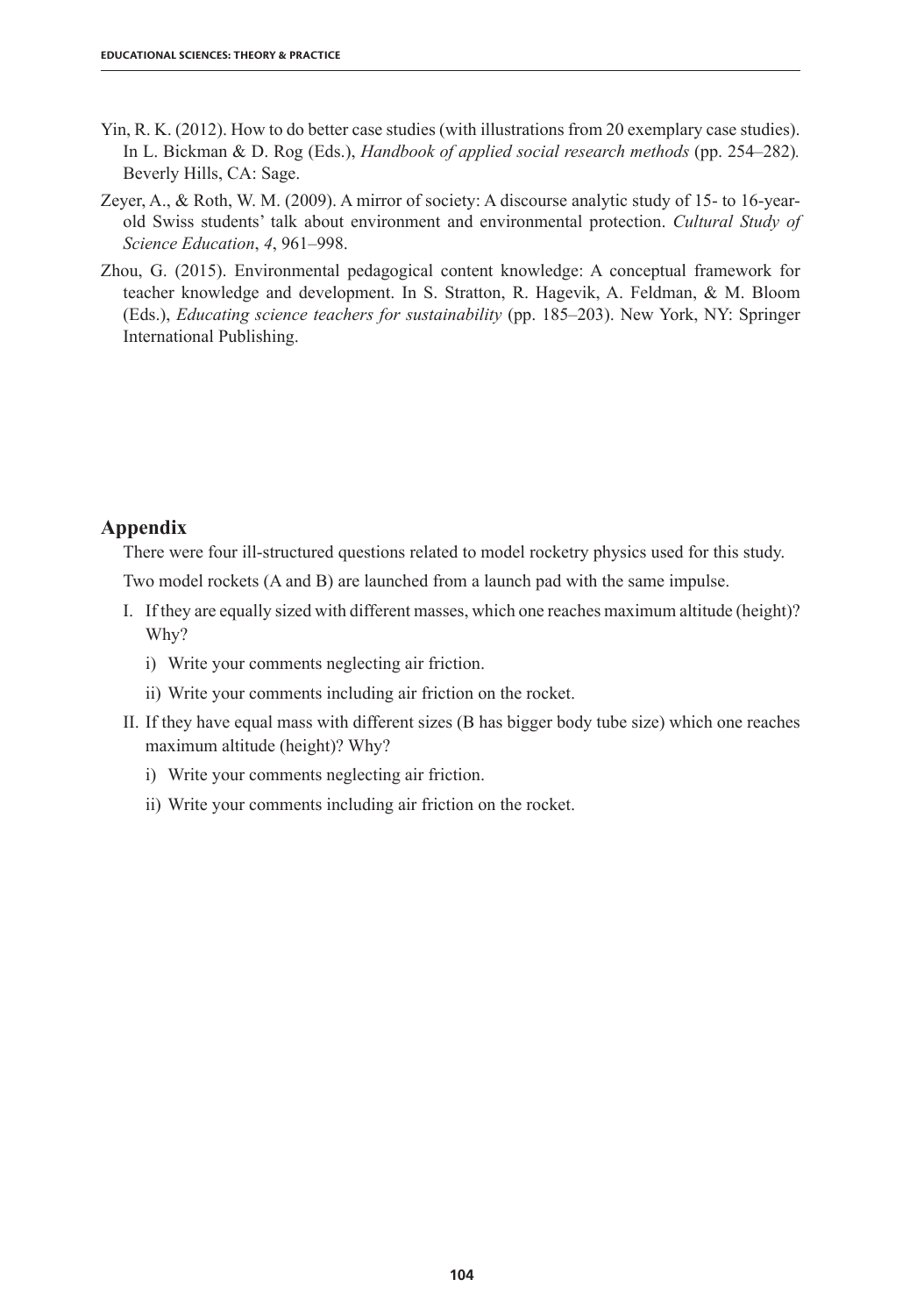Yin, R. K. (2012). How to do better case studies (with illustrations from 20 exemplary case studies). In L. Bickman & D. Rog (Eds.), *Handbook of applied social research methods* (pp. 254–282)*.* Beverly Hills, CA: Sage.

Zeyer, A., & Roth, W. M. (2009). A mirror of society: A discourse analytic study of 15- to 16-year-old Swiss students' talk about environment and environmental protection. *Cultural Study of Science Education*, *4*, 961–998.

Zhou, G. (2015). Environmental pedagogical content knowledge: A conceptual framework for teacher knowledge and development. In S. Stratton, R. Hagevik, A. Feldman, & M. Bloom (Eds.), *Educating science teachers for sustainability* (pp. 185–203). New York, NY: Springer International Publishing.

## Appendix

There were four ill-structured questions related to model rocketry physics used for this study.

Two model rockets (A and B) are launched from a launch pad with the same impulse.

I. If they are equally sized with different masses, which one reaches maximum altitude (height)? Why?

  i) Write your comments neglecting air friction.

  ii) Write your comments including air friction on the rocket.

II. If they have equal mass with different sizes (B has bigger body tube size) which one reaches maximum altitude (height)? Why?

  i) Write your comments neglecting air friction.

  ii) Write your comments including air friction on the rocket.